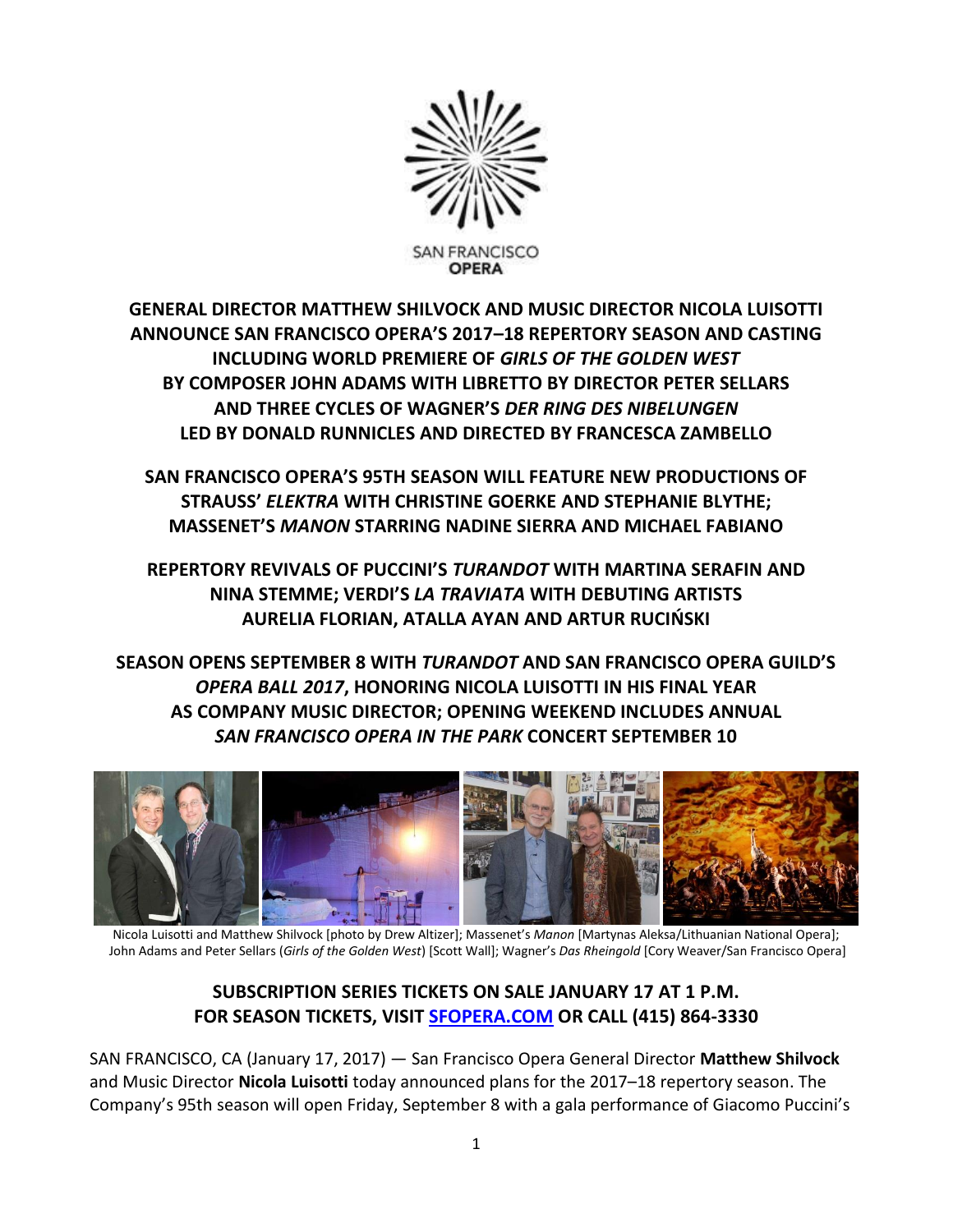SAN FRANCISCO
OPERA

**GENERAL DIRECTOR MATTHEW SHILVOCK AND MUSIC DIRECTOR NICOLA LUISOTTI ANNOUNCE SAN FRANCISCO OPERA'S 2017–18 REPERTORY SEASON AND CASTING INCLUDING WORLD PREMIERE OF *GIRLS OF THE GOLDEN WEST* BY COMPOSER JOHN ADAMS WITH LIBRETTO BY DIRECTOR PETER SELLARS AND THREE CYCLES OF WAGNER'S *DER RING DES NIBELUNGEN* LED BY DONALD RUNNICLES AND DIRECTED BY FRANCESCA ZAMBELLO**

**SAN FRANCISCO OPERA'S 95TH SEASON WILL FEATURE NEW PRODUCTIONS OF STRAUSS' *ELEKTRA* WITH CHRISTINE GOERKE AND STEPHANIE BLYTHE; MASSENET'S *MANON* STARRING NADINE SIERRA AND MICHAEL FABIANO**

**REPERTORY REVIVALS OF PUCCINI'S *TURANDOT* WITH MARTINA SERAFIN AND NINA STEMME; VERDI'S *LA TRAVIATA* WITH DEBUTING ARTISTS AURELIA FLORIAN, ATALLA AYAN AND ARTUR RUCIŃSKI**

**SEASON OPENS SEPTEMBER 8 WITH *TURANDOT* AND SAN FRANCISCO OPERA GUILD'S *OPERA BALL 2017*, HONORING NICOLA LUISOTTI IN HIS FINAL YEAR AS COMPANY MUSIC DIRECTOR; OPENING WEEKEND INCLUDES ANNUAL *SAN FRANCISCO OPERA IN THE PARK* CONCERT SEPTEMBER 10**

Nicola Luisotti and Matthew Shilvock [photo by Drew Altizer]; Massenet's *Manon* [Martynas Aleksa/Lithuanian National Opera]; John Adams and Peter Sellars (*Girls of the Golden West*) [Scott Wall]; Wagner's *Das Rheingold* [Cory Weaver/San Francisco Opera]

**SUBSCRIPTION SERIES TICKETS ON SALE JANUARY 17 AT 1 P.M. FOR SEASON TICKETS, VISIT SFOPERA.COM OR CALL (415) 864-3330**

SAN FRANCISCO, CA (January 17, 2017) — San Francisco Opera General Director **Matthew Shilvock** and Music Director **Nicola Luisotti** today announced plans for the 2017–18 repertory season. The Company's 95th season will open Friday, September 8 with a gala performance of Giacomo Puccini's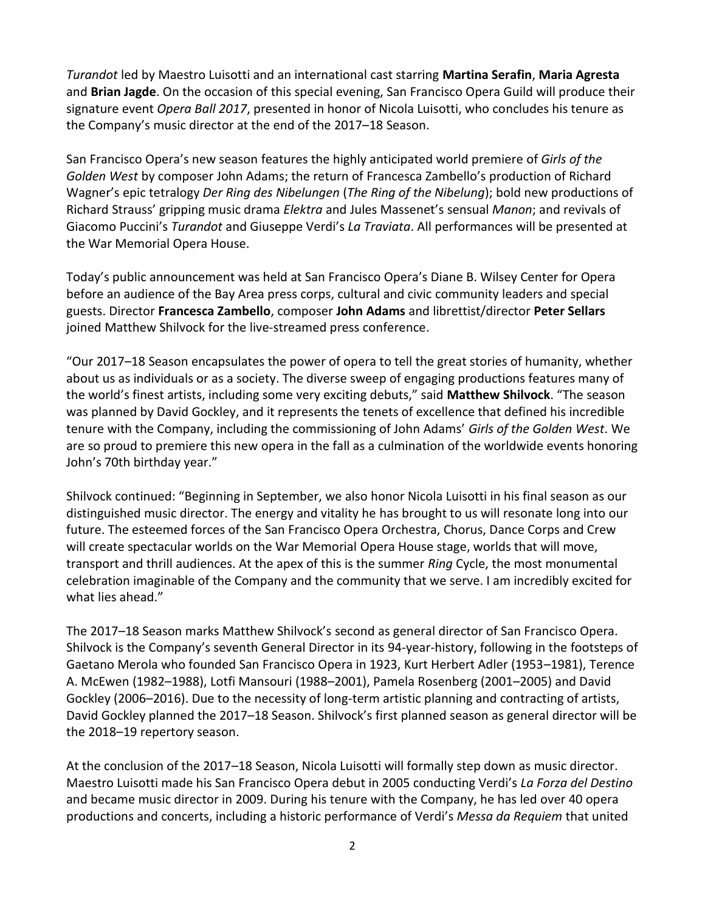*Turandot* led by Maestro Luisotti and an international cast starring **Martina Serafin**, **Maria Agresta** and **Brian Jagde**. On the occasion of this special evening, San Francisco Opera Guild will produce their signature event *Opera Ball 2017*, presented in honor of Nicola Luisotti, who concludes his tenure as the Company's music director at the end of the 2017–18 Season.

San Francisco Opera's new season features the highly anticipated world premiere of *Girls of the Golden West* by composer John Adams; the return of Francesca Zambello's production of Richard Wagner's epic tetralogy *Der Ring des Nibelungen* (*The Ring of the Nibelung*); bold new productions of Richard Strauss' gripping music drama *Elektra* and Jules Massenet's sensual *Manon*; and revivals of Giacomo Puccini's *Turandot* and Giuseppe Verdi's *La Traviata*. All performances will be presented at the War Memorial Opera House.

Today's public announcement was held at San Francisco Opera's Diane B. Wilsey Center for Opera before an audience of the Bay Area press corps, cultural and civic community leaders and special guests. Director **Francesca Zambello**, composer **John Adams** and librettist/director **Peter Sellars** joined Matthew Shilvock for the live-streamed press conference.

"Our 2017–18 Season encapsulates the power of opera to tell the great stories of humanity, whether about us as individuals or as a society. The diverse sweep of engaging productions features many of the world's finest artists, including some very exciting debuts," said **Matthew Shilvock**. "The season was planned by David Gockley, and it represents the tenets of excellence that defined his incredible tenure with the Company, including the commissioning of John Adams' *Girls of the Golden West*. We are so proud to premiere this new opera in the fall as a culmination of the worldwide events honoring John's 70th birthday year."

Shilvock continued: "Beginning in September, we also honor Nicola Luisotti in his final season as our distinguished music director. The energy and vitality he has brought to us will resonate long into our future. The esteemed forces of the San Francisco Opera Orchestra, Chorus, Dance Corps and Crew will create spectacular worlds on the War Memorial Opera House stage, worlds that will move, transport and thrill audiences. At the apex of this is the summer *Ring* Cycle, the most monumental celebration imaginable of the Company and the community that we serve. I am incredibly excited for what lies ahead."

The 2017–18 Season marks Matthew Shilvock's second as general director of San Francisco Opera. Shilvock is the Company's seventh General Director in its 94-year-history, following in the footsteps of Gaetano Merola who founded San Francisco Opera in 1923, Kurt Herbert Adler (1953–1981), Terence A. McEwen (1982–1988), Lotfi Mansouri (1988–2001), Pamela Rosenberg (2001–2005) and David Gockley (2006–2016). Due to the necessity of long-term artistic planning and contracting of artists, David Gockley planned the 2017–18 Season. Shilvock's first planned season as general director will be the 2018–19 repertory season.

At the conclusion of the 2017–18 Season, Nicola Luisotti will formally step down as music director. Maestro Luisotti made his San Francisco Opera debut in 2005 conducting Verdi's *La Forza del Destino* and became music director in 2009. During his tenure with the Company, he has led over 40 opera productions and concerts, including a historic performance of Verdi's *Messa da Requiem* that united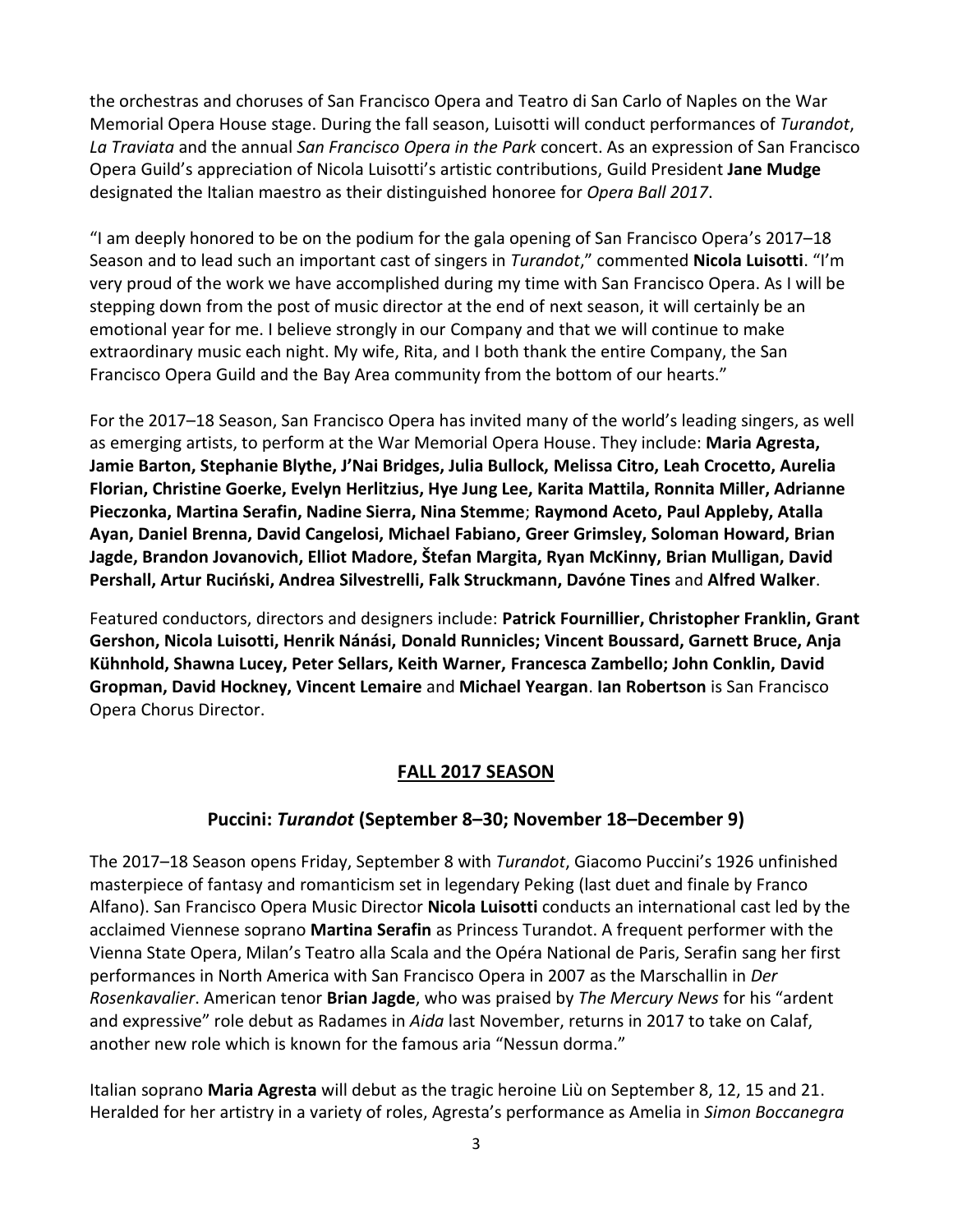the orchestras and choruses of San Francisco Opera and Teatro di San Carlo of Naples on the War Memorial Opera House stage. During the fall season, Luisotti will conduct performances of *Turandot*, *La Traviata* and the annual *San Francisco Opera in the Park* concert. As an expression of San Francisco Opera Guild's appreciation of Nicola Luisotti's artistic contributions, Guild President **Jane Mudge** designated the Italian maestro as their distinguished honoree for *Opera Ball 2017*.

"I am deeply honored to be on the podium for the gala opening of San Francisco Opera's 2017–18 Season and to lead such an important cast of singers in *Turandot*," commented **Nicola Luisotti**. "I'm very proud of the work we have accomplished during my time with San Francisco Opera. As I will be stepping down from the post of music director at the end of next season, it will certainly be an emotional year for me. I believe strongly in our Company and that we will continue to make extraordinary music each night. My wife, Rita, and I both thank the entire Company, the San Francisco Opera Guild and the Bay Area community from the bottom of our hearts."

For the 2017–18 Season, San Francisco Opera has invited many of the world's leading singers, as well as emerging artists, to perform at the War Memorial Opera House. They include: **Maria Agresta, Jamie Barton, Stephanie Blythe, J'Nai Bridges, Julia Bullock, Melissa Citro, Leah Crocetto, Aurelia Florian, Christine Goerke, Evelyn Herlitzius, Hye Jung Lee, Karita Mattila, Ronnita Miller, Adrianne Pieczonka, Martina Serafin, Nadine Sierra, Nina Stemme**; **Raymond Aceto, Paul Appleby, Atalla Ayan, Daniel Brenna, David Cangelosi, Michael Fabiano, Greer Grimsley, Soloman Howard, Brian Jagde, Brandon Jovanovich, Elliot Madore, Štefan Margita, Ryan McKinny, Brian Mulligan, David Pershall, Artur Ruciński, Andrea Silvestrelli, Falk Struckmann, Davóne Tines** and **Alfred Walker**.

Featured conductors, directors and designers include: **Patrick Fournillier, Christopher Franklin, Grant Gershon, Nicola Luisotti, Henrik Nánási, Donald Runnicles; Vincent Boussard, Garnett Bruce, Anja Kühnhold, Shawna Lucey, Peter Sellars, Keith Warner, Francesca Zambello; John Conklin, David Gropman, David Hockney, Vincent Lemaire** and **Michael Yeargan**. **Ian Robertson** is San Francisco Opera Chorus Director.

## FALL 2017 SEASON

### Puccini: *Turandot* (September 8–30; November 18–December 9)

The 2017–18 Season opens Friday, September 8 with *Turandot*, Giacomo Puccini's 1926 unfinished masterpiece of fantasy and romanticism set in legendary Peking (last duet and finale by Franco Alfano). San Francisco Opera Music Director **Nicola Luisotti** conducts an international cast led by the acclaimed Viennese soprano **Martina Serafin** as Princess Turandot. A frequent performer with the Vienna State Opera, Milan's Teatro alla Scala and the Opéra National de Paris, Serafin sang her first performances in North America with San Francisco Opera in 2007 as the Marschallin in *Der Rosenkavalier*. American tenor **Brian Jagde**, who was praised by *The Mercury News* for his "ardent and expressive" role debut as Radames in *Aida* last November, returns in 2017 to take on Calaf, another new role which is known for the famous aria "Nessun dorma."

Italian soprano **Maria Agresta** will debut as the tragic heroine Liù on September 8, 12, 15 and 21. Heralded for her artistry in a variety of roles, Agresta's performance as Amelia in *Simon Boccanegra*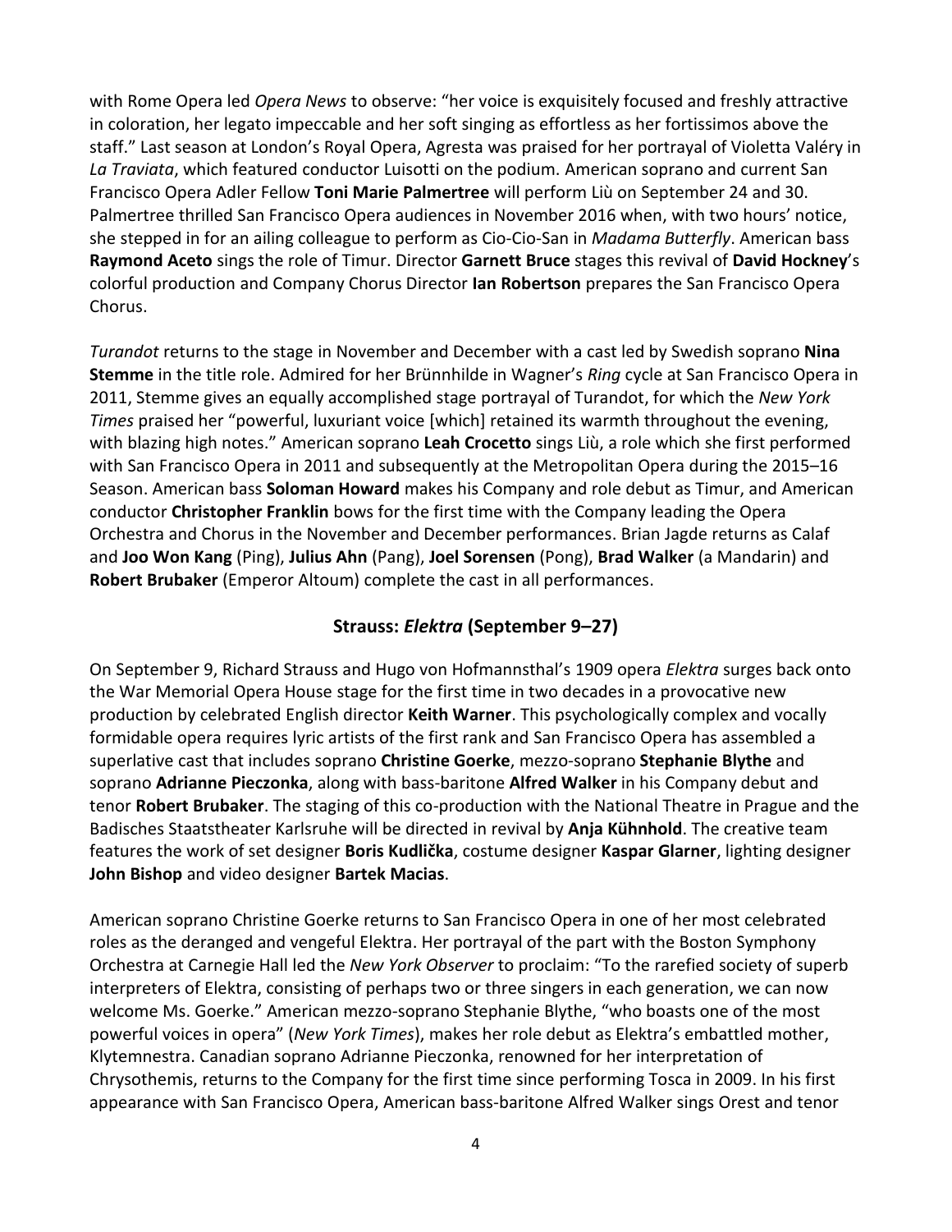with Rome Opera led *Opera News* to observe: "her voice is exquisitely focused and freshly attractive in coloration, her legato impeccable and her soft singing as effortless as her fortissimos above the staff." Last season at London's Royal Opera, Agresta was praised for her portrayal of Violetta Valéry in *La Traviata*, which featured conductor Luisotti on the podium. American soprano and current San Francisco Opera Adler Fellow **Toni Marie Palmertree** will perform Liù on September 24 and 30. Palmertree thrilled San Francisco Opera audiences in November 2016 when, with two hours' notice, she stepped in for an ailing colleague to perform as Cio-Cio-San in *Madama Butterfly*. American bass **Raymond Aceto** sings the role of Timur. Director **Garnett Bruce** stages this revival of **David Hockney**'s colorful production and Company Chorus Director **Ian Robertson** prepares the San Francisco Opera Chorus.

*Turandot* returns to the stage in November and December with a cast led by Swedish soprano **Nina Stemme** in the title role. Admired for her Brünnhilde in Wagner's *Ring* cycle at San Francisco Opera in 2011, Stemme gives an equally accomplished stage portrayal of Turandot, for which the *New York Times* praised her "powerful, luxuriant voice [which] retained its warmth throughout the evening, with blazing high notes." American soprano **Leah Crocetto** sings Liù, a role which she first performed with San Francisco Opera in 2011 and subsequently at the Metropolitan Opera during the 2015–16 Season. American bass **Soloman Howard** makes his Company and role debut as Timur, and American conductor **Christopher Franklin** bows for the first time with the Company leading the Opera Orchestra and Chorus in the November and December performances. Brian Jagde returns as Calaf and **Joo Won Kang** (Ping), **Julius Ahn** (Pang), **Joel Sorensen** (Pong), **Brad Walker** (a Mandarin) and **Robert Brubaker** (Emperor Altoum) complete the cast in all performances.

## Strauss: *Elektra* (September 9–27)

On September 9, Richard Strauss and Hugo von Hofmannsthal's 1909 opera *Elektra* surges back onto the War Memorial Opera House stage for the first time in two decades in a provocative new production by celebrated English director **Keith Warner**. This psychologically complex and vocally formidable opera requires lyric artists of the first rank and San Francisco Opera has assembled a superlative cast that includes soprano **Christine Goerke**, mezzo-soprano **Stephanie Blythe** and soprano **Adrianne Pieczonka**, along with bass-baritone **Alfred Walker** in his Company debut and tenor **Robert Brubaker**. The staging of this co-production with the National Theatre in Prague and the Badisches Staatstheater Karlsruhe will be directed in revival by **Anja Kühnhold**. The creative team features the work of set designer **Boris Kudlička**, costume designer **Kaspar Glarner**, lighting designer **John Bishop** and video designer **Bartek Macias**.

American soprano Christine Goerke returns to San Francisco Opera in one of her most celebrated roles as the deranged and vengeful Elektra. Her portrayal of the part with the Boston Symphony Orchestra at Carnegie Hall led the *New York Observer* to proclaim: "To the rarefied society of superb interpreters of Elektra, consisting of perhaps two or three singers in each generation, we can now welcome Ms. Goerke." American mezzo-soprano Stephanie Blythe, "who boasts one of the most powerful voices in opera" (*New York Times*), makes her role debut as Elektra's embattled mother, Klytemnestra. Canadian soprano Adrianne Pieczonka, renowned for her interpretation of Chrysothemis, returns to the Company for the first time since performing Tosca in 2009. In his first appearance with San Francisco Opera, American bass-baritone Alfred Walker sings Orest and tenor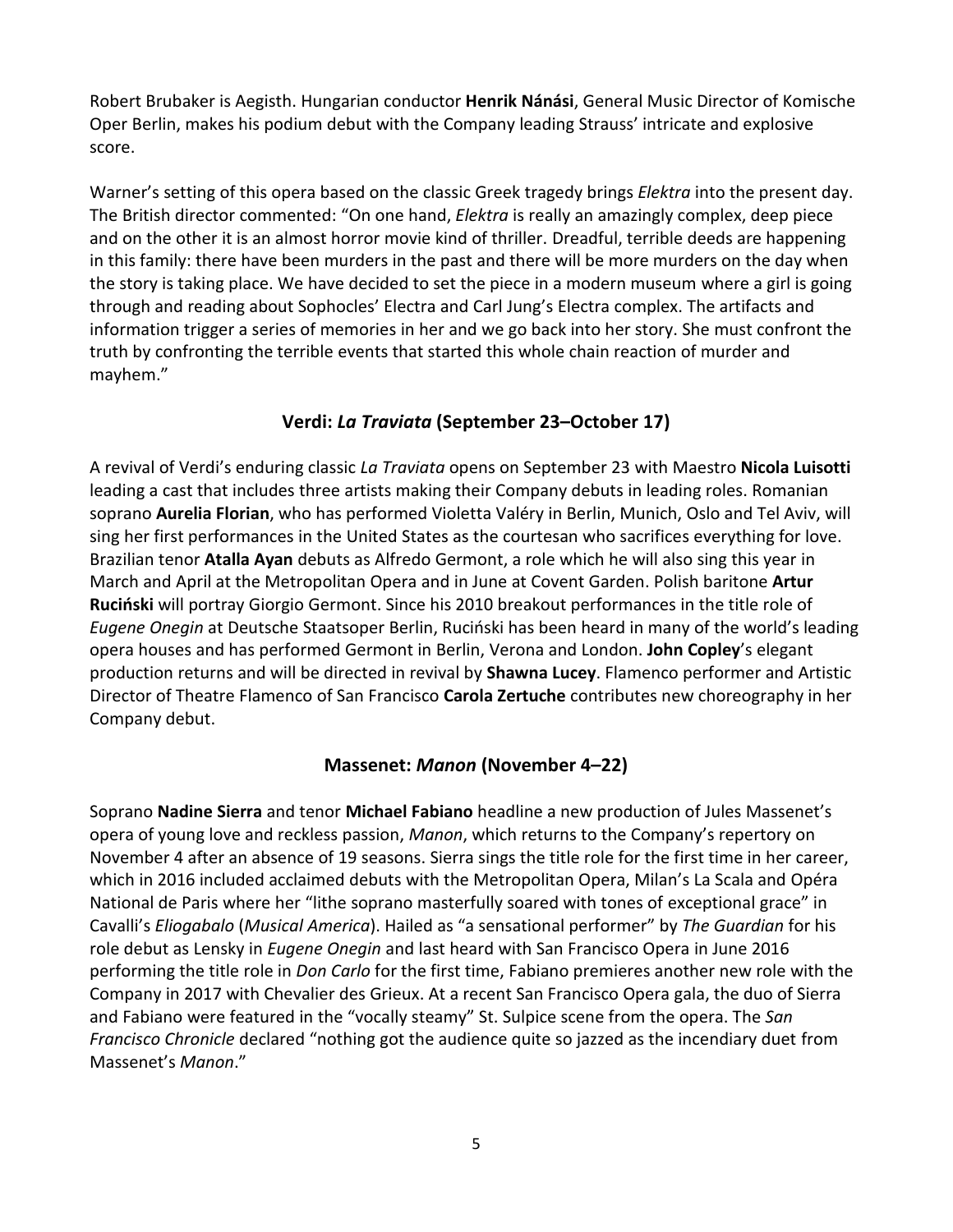Robert Brubaker is Aegisth. Hungarian conductor **Henrik Nánási**, General Music Director of Komische Oper Berlin, makes his podium debut with the Company leading Strauss' intricate and explosive score.

Warner's setting of this opera based on the classic Greek tragedy brings *Elektra* into the present day. The British director commented: "On one hand, *Elektra* is really an amazingly complex, deep piece and on the other it is an almost horror movie kind of thriller. Dreadful, terrible deeds are happening in this family: there have been murders in the past and there will be more murders on the day when the story is taking place. We have decided to set the piece in a modern museum where a girl is going through and reading about Sophocles' Electra and Carl Jung's Electra complex. The artifacts and information trigger a series of memories in her and we go back into her story. She must confront the truth by confronting the terrible events that started this whole chain reaction of murder and mayhem."

## Verdi: *La Traviata* (September 23–October 17)

A revival of Verdi's enduring classic *La Traviata* opens on September 23 with Maestro **Nicola Luisotti** leading a cast that includes three artists making their Company debuts in leading roles. Romanian soprano **Aurelia Florian**, who has performed Violetta Valéry in Berlin, Munich, Oslo and Tel Aviv, will sing her first performances in the United States as the courtesan who sacrifices everything for love. Brazilian tenor **Atalla Ayan** debuts as Alfredo Germont, a role which he will also sing this year in March and April at the Metropolitan Opera and in June at Covent Garden. Polish baritone **Artur Ruciński** will portray Giorgio Germont. Since his 2010 breakout performances in the title role of *Eugene Onegin* at Deutsche Staatsoper Berlin, Ruciński has been heard in many of the world's leading opera houses and has performed Germont in Berlin, Verona and London. **John Copley**'s elegant production returns and will be directed in revival by **Shawna Lucey**. Flamenco performer and Artistic Director of Theatre Flamenco of San Francisco **Carola Zertuche** contributes new choreography in her Company debut.

## Massenet: *Manon* (November 4–22)

Soprano **Nadine Sierra** and tenor **Michael Fabiano** headline a new production of Jules Massenet's opera of young love and reckless passion, *Manon*, which returns to the Company's repertory on November 4 after an absence of 19 seasons. Sierra sings the title role for the first time in her career, which in 2016 included acclaimed debuts with the Metropolitan Opera, Milan's La Scala and Opéra National de Paris where her "lithe soprano masterfully soared with tones of exceptional grace" in Cavalli's *Eliogabalo* (*Musical America*). Hailed as "a sensational performer" by *The Guardian* for his role debut as Lensky in *Eugene Onegin* and last heard with San Francisco Opera in June 2016 performing the title role in *Don Carlo* for the first time, Fabiano premieres another new role with the Company in 2017 with Chevalier des Grieux. At a recent San Francisco Opera gala, the duo of Sierra and Fabiano were featured in the "vocally steamy" St. Sulpice scene from the opera. The *San Francisco Chronicle* declared "nothing got the audience quite so jazzed as the incendiary duet from Massenet's *Manon*."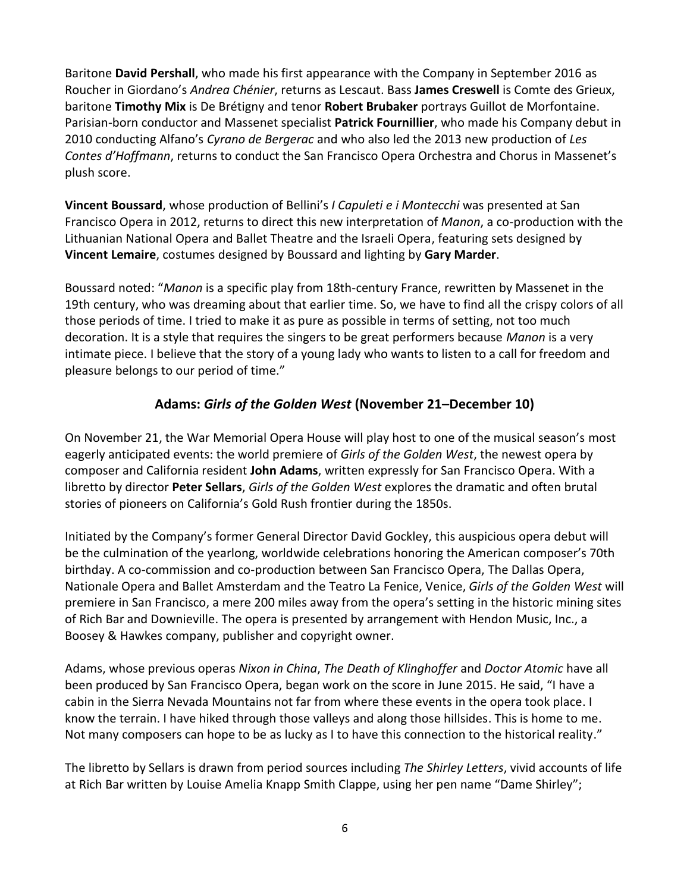Baritone **David Pershall**, who made his first appearance with the Company in September 2016 as Roucher in Giordano's *Andrea Chénier*, returns as Lescaut. Bass **James Creswell** is Comte des Grieux, baritone **Timothy Mix** is De Brétigny and tenor **Robert Brubaker** portrays Guillot de Morfontaine. Parisian-born conductor and Massenet specialist **Patrick Fournillier**, who made his Company debut in 2010 conducting Alfano's *Cyrano de Bergerac* and who also led the 2013 new production of *Les Contes d'Hoffmann*, returns to conduct the San Francisco Opera Orchestra and Chorus in Massenet's plush score.

**Vincent Boussard**, whose production of Bellini's *I Capuleti e i Montecchi* was presented at San Francisco Opera in 2012, returns to direct this new interpretation of *Manon*, a co-production with the Lithuanian National Opera and Ballet Theatre and the Israeli Opera, featuring sets designed by **Vincent Lemaire**, costumes designed by Boussard and lighting by **Gary Marder**.

Boussard noted: "*Manon* is a specific play from 18th-century France, rewritten by Massenet in the 19th century, who was dreaming about that earlier time. So, we have to find all the crispy colors of all those periods of time. I tried to make it as pure as possible in terms of setting, not too much decoration. It is a style that requires the singers to be great performers because *Manon* is a very intimate piece. I believe that the story of a young lady who wants to listen to a call for freedom and pleasure belongs to our period of time."

## Adams: *Girls of the Golden West* (November 21–December 10)

On November 21, the War Memorial Opera House will play host to one of the musical season's most eagerly anticipated events: the world premiere of *Girls of the Golden West*, the newest opera by composer and California resident **John Adams**, written expressly for San Francisco Opera. With a libretto by director **Peter Sellars**, *Girls of the Golden West* explores the dramatic and often brutal stories of pioneers on California's Gold Rush frontier during the 1850s.

Initiated by the Company's former General Director David Gockley, this auspicious opera debut will be the culmination of the yearlong, worldwide celebrations honoring the American composer's 70th birthday. A co-commission and co-production between San Francisco Opera, The Dallas Opera, Nationale Opera and Ballet Amsterdam and the Teatro La Fenice, Venice, *Girls of the Golden West* will premiere in San Francisco, a mere 200 miles away from the opera's setting in the historic mining sites of Rich Bar and Downieville. The opera is presented by arrangement with Hendon Music, Inc., a Boosey & Hawkes company, publisher and copyright owner.

Adams, whose previous operas *Nixon in China*, *The Death of Klinghoffer* and *Doctor Atomic* have all been produced by San Francisco Opera, began work on the score in June 2015. He said, "I have a cabin in the Sierra Nevada Mountains not far from where these events in the opera took place. I know the terrain. I have hiked through those valleys and along those hillsides. This is home to me. Not many composers can hope to be as lucky as I to have this connection to the historical reality."

The libretto by Sellars is drawn from period sources including *The Shirley Letters*, vivid accounts of life at Rich Bar written by Louise Amelia Knapp Smith Clappe, using her pen name "Dame Shirley";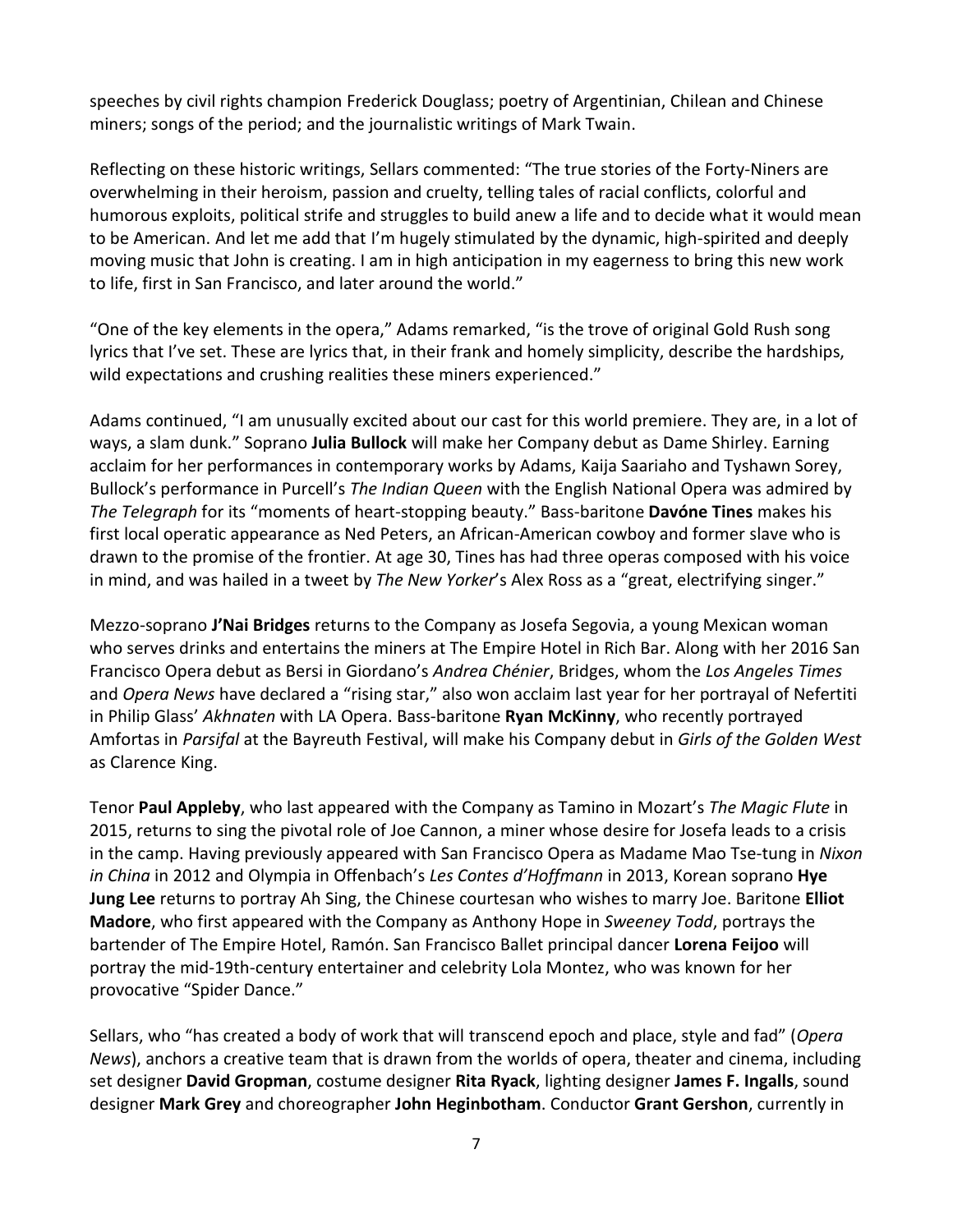speeches by civil rights champion Frederick Douglass; poetry of Argentinian, Chilean and Chinese miners; songs of the period; and the journalistic writings of Mark Twain.

Reflecting on these historic writings, Sellars commented: "The true stories of the Forty-Niners are overwhelming in their heroism, passion and cruelty, telling tales of racial conflicts, colorful and humorous exploits, political strife and struggles to build anew a life and to decide what it would mean to be American. And let me add that I'm hugely stimulated by the dynamic, high-spirited and deeply moving music that John is creating. I am in high anticipation in my eagerness to bring this new work to life, first in San Francisco, and later around the world."

"One of the key elements in the opera," Adams remarked, "is the trove of original Gold Rush song lyrics that I've set. These are lyrics that, in their frank and homely simplicity, describe the hardships, wild expectations and crushing realities these miners experienced."

Adams continued, "I am unusually excited about our cast for this world premiere. They are, in a lot of ways, a slam dunk." Soprano **Julia Bullock** will make her Company debut as Dame Shirley. Earning acclaim for her performances in contemporary works by Adams, Kaija Saariaho and Tyshawn Sorey, Bullock's performance in Purcell's *The Indian Queen* with the English National Opera was admired by *The Telegraph* for its "moments of heart-stopping beauty." Bass-baritone **Davóne Tines** makes his first local operatic appearance as Ned Peters, an African-American cowboy and former slave who is drawn to the promise of the frontier. At age 30, Tines has had three operas composed with his voice in mind, and was hailed in a tweet by *The New Yorker*'s Alex Ross as a "great, electrifying singer."

Mezzo-soprano **J'Nai Bridges** returns to the Company as Josefa Segovia, a young Mexican woman who serves drinks and entertains the miners at The Empire Hotel in Rich Bar. Along with her 2016 San Francisco Opera debut as Bersi in Giordano's *Andrea Chénier*, Bridges, whom the *Los Angeles Times* and *Opera News* have declared a "rising star," also won acclaim last year for her portrayal of Nefertiti in Philip Glass' *Akhnaten* with LA Opera. Bass-baritone **Ryan McKinny**, who recently portrayed Amfortas in *Parsifal* at the Bayreuth Festival, will make his Company debut in *Girls of the Golden West* as Clarence King.

Tenor **Paul Appleby**, who last appeared with the Company as Tamino in Mozart's *The Magic Flute* in 2015, returns to sing the pivotal role of Joe Cannon, a miner whose desire for Josefa leads to a crisis in the camp. Having previously appeared with San Francisco Opera as Madame Mao Tse-tung in *Nixon in China* in 2012 and Olympia in Offenbach's *Les Contes d'Hoffmann* in 2013, Korean soprano **Hye Jung Lee** returns to portray Ah Sing, the Chinese courtesan who wishes to marry Joe. Baritone **Elliot Madore**, who first appeared with the Company as Anthony Hope in *Sweeney Todd*, portrays the bartender of The Empire Hotel, Ramón. San Francisco Ballet principal dancer **Lorena Feijoo** will portray the mid-19th-century entertainer and celebrity Lola Montez, who was known for her provocative "Spider Dance."

Sellars, who "has created a body of work that will transcend epoch and place, style and fad" (*Opera News*), anchors a creative team that is drawn from the worlds of opera, theater and cinema, including set designer **David Gropman**, costume designer **Rita Ryack**, lighting designer **James F. Ingalls**, sound designer **Mark Grey** and choreographer **John Heginbotham**. Conductor **Grant Gershon**, currently in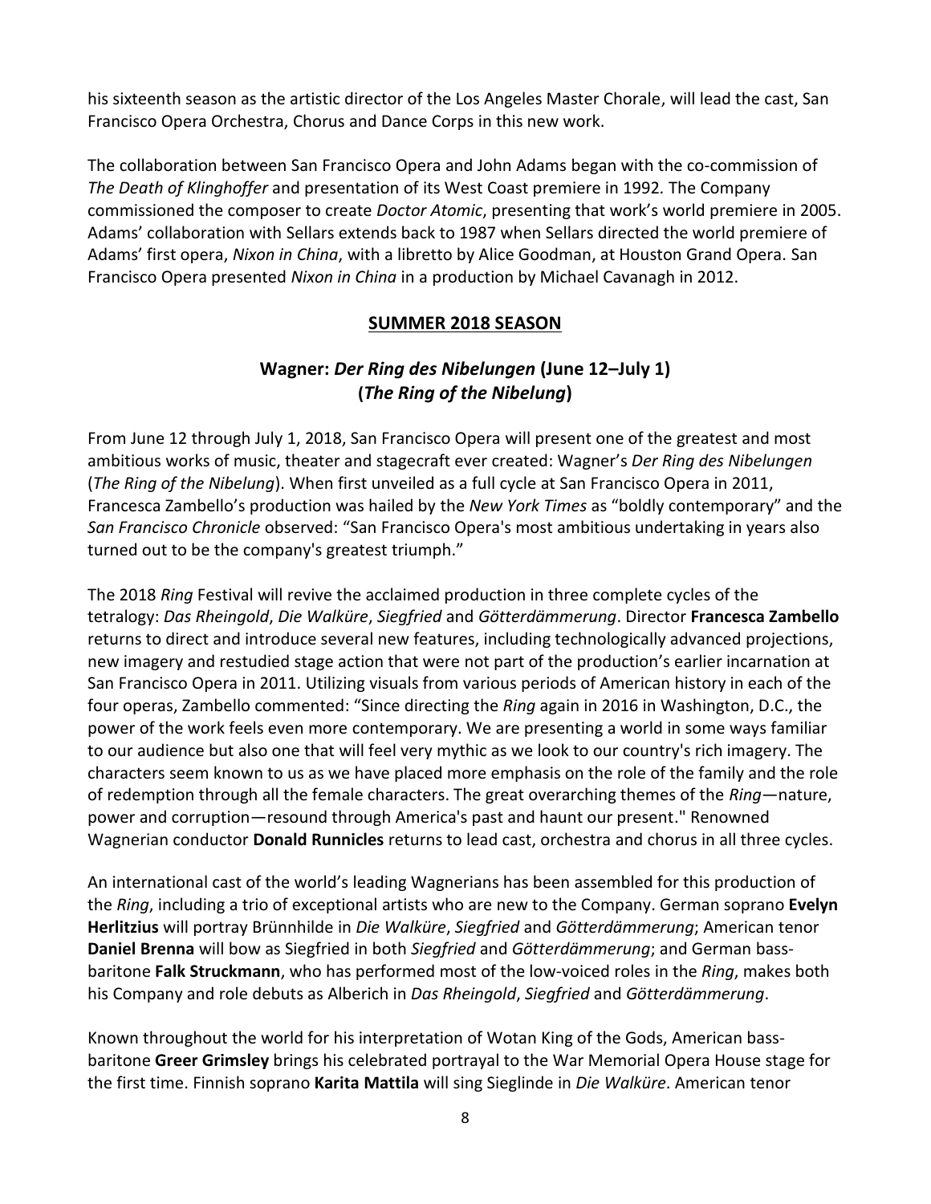his sixteenth season as the artistic director of the Los Angeles Master Chorale, will lead the cast, San Francisco Opera Orchestra, Chorus and Dance Corps in this new work.

The collaboration between San Francisco Opera and John Adams began with the co-commission of *The Death of Klinghoffer* and presentation of its West Coast premiere in 1992. The Company commissioned the composer to create *Doctor Atomic*, presenting that work's world premiere in 2005. Adams' collaboration with Sellars extends back to 1987 when Sellars directed the world premiere of Adams' first opera, *Nixon in China*, with a libretto by Alice Goodman, at Houston Grand Opera. San Francisco Opera presented *Nixon in China* in a production by Michael Cavanagh in 2012.

## SUMMER 2018 SEASON

### Wagner: *Der Ring des Nibelungen* (June 12–July 1) (*The Ring of the Nibelung*)

From June 12 through July 1, 2018, San Francisco Opera will present one of the greatest and most ambitious works of music, theater and stagecraft ever created: Wagner's *Der Ring des Nibelungen* (*The Ring of the Nibelung*). When first unveiled as a full cycle at San Francisco Opera in 2011, Francesca Zambello's production was hailed by the *New York Times* as "boldly contemporary" and the *San Francisco Chronicle* observed: "San Francisco Opera's most ambitious undertaking in years also turned out to be the company's greatest triumph."

The 2018 *Ring* Festival will revive the acclaimed production in three complete cycles of the tetralogy: *Das Rheingold*, *Die Walküre*, *Siegfried* and *Götterdämmerung*. Director **Francesca Zambello** returns to direct and introduce several new features, including technologically advanced projections, new imagery and restudied stage action that were not part of the production's earlier incarnation at San Francisco Opera in 2011. Utilizing visuals from various periods of American history in each of the four operas, Zambello commented: "Since directing the *Ring* again in 2016 in Washington, D.C., the power of the work feels even more contemporary. We are presenting a world in some ways familiar to our audience but also one that will feel very mythic as we look to our country's rich imagery. The characters seem known to us as we have placed more emphasis on the role of the family and the role of redemption through all the female characters. The great overarching themes of the *Ring*—nature, power and corruption—resound through America's past and haunt our present." Renowned Wagnerian conductor **Donald Runnicles** returns to lead cast, orchestra and chorus in all three cycles.

An international cast of the world's leading Wagnerians has been assembled for this production of the *Ring*, including a trio of exceptional artists who are new to the Company. German soprano **Evelyn Herlitzius** will portray Brünnhilde in *Die Walküre*, *Siegfried* and *Götterdämmerung*; American tenor **Daniel Brenna** will bow as Siegfried in both *Siegfried* and *Götterdämmerung*; and German bass-baritone **Falk Struckmann**, who has performed most of the low-voiced roles in the *Ring*, makes both his Company and role debuts as Alberich in *Das Rheingold*, *Siegfried* and *Götterdämmerung*.

Known throughout the world for his interpretation of Wotan King of the Gods, American bass-baritone **Greer Grimsley** brings his celebrated portrayal to the War Memorial Opera House stage for the first time. Finnish soprano **Karita Mattila** will sing Sieglinde in *Die Walküre*. American tenor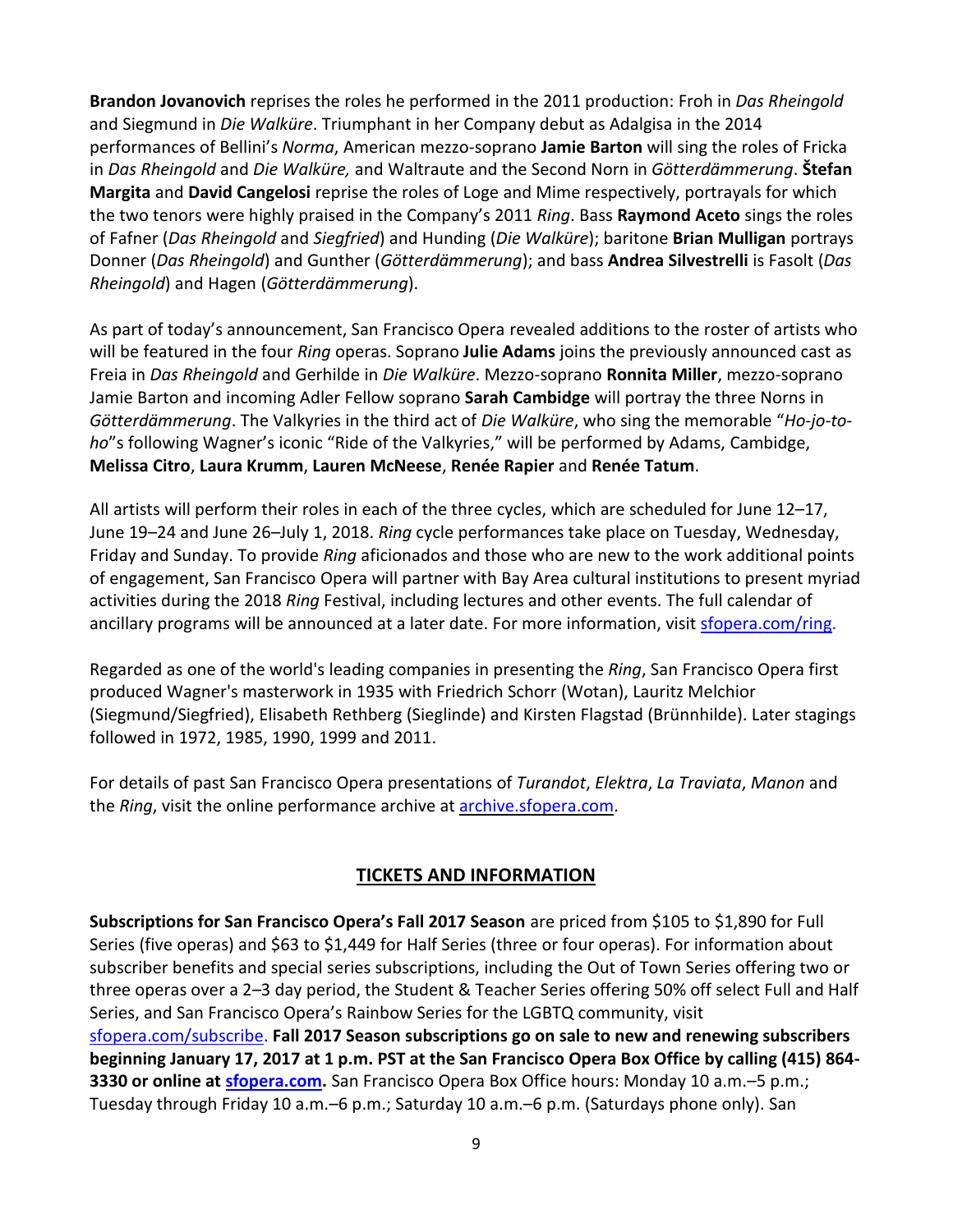**Brandon Jovanovich** reprises the roles he performed in the 2011 production: Froh in *Das Rheingold* and Siegmund in *Die Walküre*. Triumphant in her Company debut as Adalgisa in the 2014 performances of Bellini's *Norma*, American mezzo-soprano **Jamie Barton** will sing the roles of Fricka in *Das Rheingold* and *Die Walküre,* and Waltraute and the Second Norn in *Götterdämmerung*. **Štefan Margita** and **David Cangelosi** reprise the roles of Loge and Mime respectively, portrayals for which the two tenors were highly praised in the Company's 2011 *Ring*. Bass **Raymond Aceto** sings the roles of Fafner (*Das Rheingold* and *Siegfried*) and Hunding (*Die Walküre*); baritone **Brian Mulligan** portrays Donner (*Das Rheingold*) and Gunther (*Götterdämmerung*); and bass **Andrea Silvestrelli** is Fasolt (*Das Rheingold*) and Hagen (*Götterdämmerung*).

As part of today's announcement, San Francisco Opera revealed additions to the roster of artists who will be featured in the four *Ring* operas. Soprano **Julie Adams** joins the previously announced cast as Freia in *Das Rheingold* and Gerhilde in *Die Walküre*. Mezzo-soprano **Ronnita Miller**, mezzo-soprano Jamie Barton and incoming Adler Fellow soprano **Sarah Cambidge** will portray the three Norns in *Götterdämmerung*. The Valkyries in the third act of *Die Walküre*, who sing the memorable "*Ho-jo-to-ho*"s following Wagner's iconic "Ride of the Valkyries," will be performed by Adams, Cambidge, **Melissa Citro**, **Laura Krumm**, **Lauren McNeese**, **Renée Rapier** and **Renée Tatum**.

All artists will perform their roles in each of the three cycles, which are scheduled for June 12–17, June 19–24 and June 26–July 1, 2018. *Ring* cycle performances take place on Tuesday, Wednesday, Friday and Sunday. To provide *Ring* aficionados and those who are new to the work additional points of engagement, San Francisco Opera will partner with Bay Area cultural institutions to present myriad activities during the 2018 *Ring* Festival, including lectures and other events. The full calendar of ancillary programs will be announced at a later date. For more information, visit sfopera.com/ring.

Regarded as one of the world's leading companies in presenting the *Ring*, San Francisco Opera first produced Wagner's masterwork in 1935 with Friedrich Schorr (Wotan), Lauritz Melchior (Siegmund/Siegfried), Elisabeth Rethberg (Sieglinde) and Kirsten Flagstad (Brünnhilde). Later stagings followed in 1972, 1985, 1990, 1999 and 2011.

For details of past San Francisco Opera presentations of *Turandot*, *Elektra*, *La Traviata*, *Manon* and the *Ring*, visit the online performance archive at archive.sfopera.com.

## TICKETS AND INFORMATION

**Subscriptions for San Francisco Opera's Fall 2017 Season** are priced from $105 to $1,890 for Full Series (five operas) and $63 to $1,449 for Half Series (three or four operas). For information about subscriber benefits and special series subscriptions, including the Out of Town Series offering two or three operas over a 2–3 day period, the Student & Teacher Series offering 50% off select Full and Half Series, and San Francisco Opera's Rainbow Series for the LGBTQ community, visit sfopera.com/subscribe. **Fall 2017 Season subscriptions go on sale to new and renewing subscribers beginning January 17, 2017 at 1 p.m. PST at the San Francisco Opera Box Office by calling (415) 864-3330 or online at sfopera.com.** San Francisco Opera Box Office hours: Monday 10 a.m.–5 p.m.; Tuesday through Friday 10 a.m.–6 p.m.; Saturday 10 a.m.–6 p.m. (Saturdays phone only). San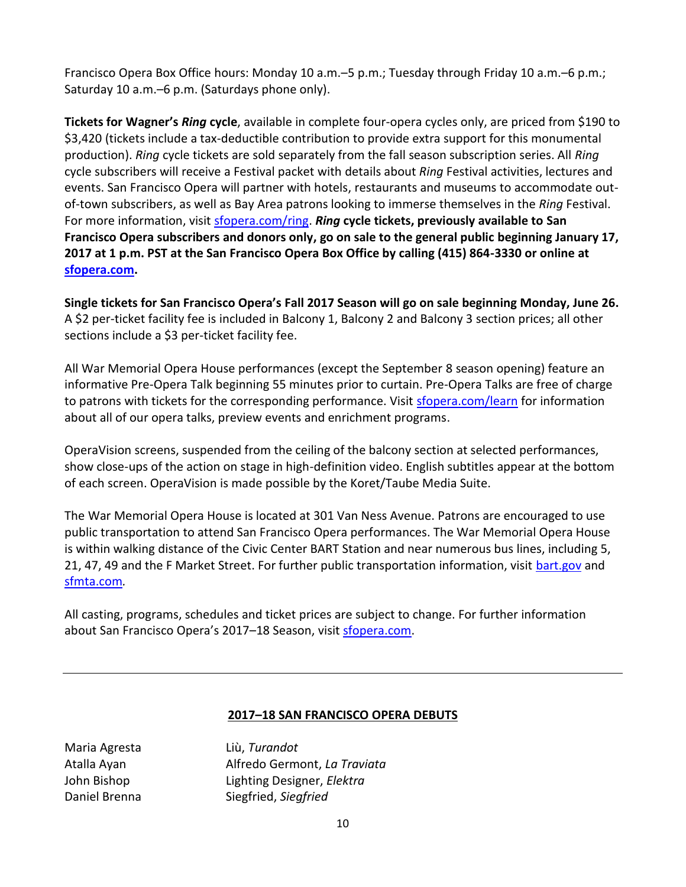Francisco Opera Box Office hours: Monday 10 a.m.–5 p.m.; Tuesday through Friday 10 a.m.–6 p.m.; Saturday 10 a.m.–6 p.m. (Saturdays phone only).

**Tickets for Wagner's *Ring* cycle**, available in complete four-opera cycles only, are priced from $190 to $3,420 (tickets include a tax-deductible contribution to provide extra support for this monumental production). *Ring* cycle tickets are sold separately from the fall season subscription series. All *Ring* cycle subscribers will receive a Festival packet with details about *Ring* Festival activities, lectures and events. San Francisco Opera will partner with hotels, restaurants and museums to accommodate out-of-town subscribers, as well as Bay Area patrons looking to immerse themselves in the *Ring* Festival. For more information, visit sfopera.com/ring. ***Ring* cycle tickets, previously available to San Francisco Opera subscribers and donors only, go on sale to the general public beginning January 17, 2017 at 1 p.m. PST at the San Francisco Opera Box Office by calling (415) 864-3330 or online at sfopera.com.**

**Single tickets for San Francisco Opera's Fall 2017 Season will go on sale beginning Monday, June 26.** A $2 per-ticket facility fee is included in Balcony 1, Balcony 2 and Balcony 3 section prices; all other sections include a $3 per-ticket facility fee.

All War Memorial Opera House performances (except the September 8 season opening) feature an informative Pre-Opera Talk beginning 55 minutes prior to curtain. Pre-Opera Talks are free of charge to patrons with tickets for the corresponding performance. Visit sfopera.com/learn for information about all of our opera talks, preview events and enrichment programs.

OperaVision screens, suspended from the ceiling of the balcony section at selected performances, show close-ups of the action on stage in high-definition video. English subtitles appear at the bottom of each screen. OperaVision is made possible by the Koret/Taube Media Suite.

The War Memorial Opera House is located at 301 Van Ness Avenue. Patrons are encouraged to use public transportation to attend San Francisco Opera performances. The War Memorial Opera House is within walking distance of the Civic Center BART Station and near numerous bus lines, including 5, 21, 47, 49 and the F Market Street. For further public transportation information, visit bart.gov and sfmta.com.

All casting, programs, schedules and ticket prices are subject to change. For further information about San Francisco Opera's 2017–18 Season, visit sfopera.com.

---

## 2017–18 SAN FRANCISCO OPERA DEBUTS

| | |
|---|---|
| Maria Agresta | Liù, *Turandot* |
| Atalla Ayan | Alfredo Germont, *La Traviata* |
| John Bishop | Lighting Designer, *Elektra* |
| Daniel Brenna | Siegfried, *Siegfried* |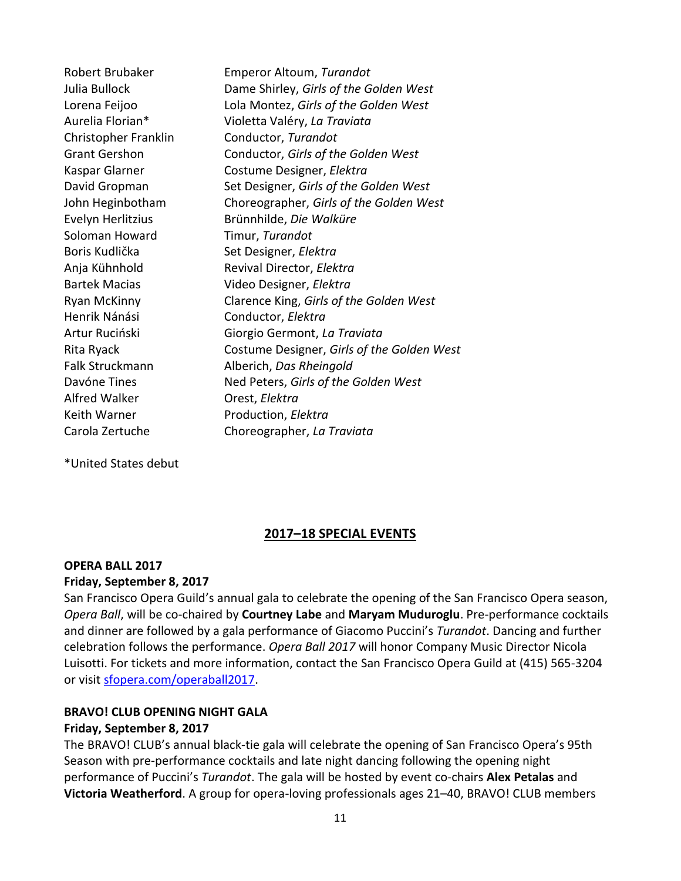| | |
|---|---|
| Robert Brubaker | Emperor Altoum, *Turandot* |
| Julia Bullock | Dame Shirley, *Girls of the Golden West* |
| Lorena Feijoo | Lola Montez, *Girls of the Golden West* |
| Aurelia Florian* | Violetta Valéry, *La Traviata* |
| Christopher Franklin | Conductor, *Turandot* |
| Grant Gershon | Conductor, *Girls of the Golden West* |
| Kaspar Glarner | Costume Designer, *Elektra* |
| David Gropman | Set Designer, *Girls of the Golden West* |
| John Heginbotham | Choreographer, *Girls of the Golden West* |
| Evelyn Herlitzius | Brünnhilde, *Die Walküre* |
| Soloman Howard | Timur, *Turandot* |
| Boris Kudlička | Set Designer, *Elektra* |
| Anja Kühnhold | Revival Director, *Elektra* |
| Bartek Macias | Video Designer, *Elektra* |
| Ryan McKinny | Clarence King, *Girls of the Golden West* |
| Henrik Nánási | Conductor, *Elektra* |
| Artur Ruciński | Giorgio Germont, *La Traviata* |
| Rita Ryack | Costume Designer, *Girls of the Golden West* |
| Falk Struckmann | Alberich, *Das Rheingold* |
| Davóne Tines | Ned Peters, *Girls of the Golden West* |
| Alfred Walker | Orest, *Elektra* |
| Keith Warner | Production, *Elektra* |
| Carola Zertuche | Choreographer, *La Traviata* |

*United States debut

## 2017–18 SPECIAL EVENTS

**OPERA BALL 2017**
**Friday, September 8, 2017**
San Francisco Opera Guild's annual gala to celebrate the opening of the San Francisco Opera season, *Opera Ball*, will be co-chaired by **Courtney Labe** and **Maryam Muduroglu**. Pre-performance cocktails and dinner are followed by a gala performance of Giacomo Puccini's *Turandot*. Dancing and further celebration follows the performance. *Opera Ball 2017* will honor Company Music Director Nicola Luisotti. For tickets and more information, contact the San Francisco Opera Guild at (415) 565-3204 or visit sfopera.com/operaball2017.

**BRAVO! CLUB OPENING NIGHT GALA**
**Friday, September 8, 2017**
The BRAVO! CLUB's annual black-tie gala will celebrate the opening of San Francisco Opera's 95th Season with pre-performance cocktails and late night dancing following the opening night performance of Puccini's *Turandot*. The gala will be hosted by event co-chairs **Alex Petalas** and **Victoria Weatherford**. A group for opera-loving professionals ages 21–40, BRAVO! CLUB members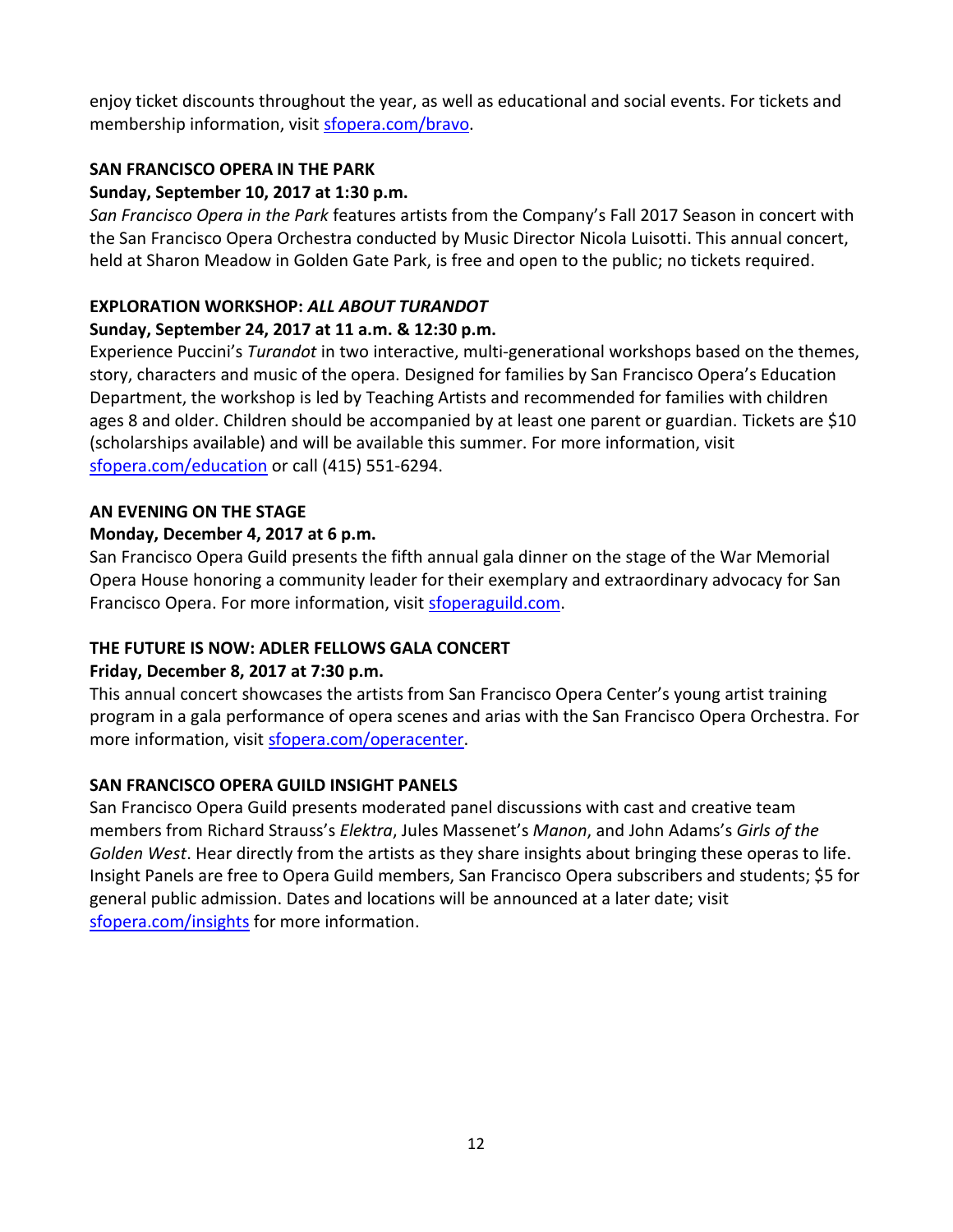enjoy ticket discounts throughout the year, as well as educational and social events. For tickets and membership information, visit [sfopera.com/bravo](sfopera.com/bravo).

**SAN FRANCISCO OPERA IN THE PARK**
**Sunday, September 10, 2017 at 1:30 p.m.**
*San Francisco Opera in the Park* features artists from the Company's Fall 2017 Season in concert with the San Francisco Opera Orchestra conducted by Music Director Nicola Luisotti. This annual concert, held at Sharon Meadow in Golden Gate Park, is free and open to the public; no tickets required.

**EXPLORATION WORKSHOP: *ALL ABOUT TURANDOT***
**Sunday, September 24, 2017 at 11 a.m. & 12:30 p.m.**
Experience Puccini's *Turandot* in two interactive, multi-generational workshops based on the themes, story, characters and music of the opera. Designed for families by San Francisco Opera's Education Department, the workshop is led by Teaching Artists and recommended for families with children ages 8 and older. Children should be accompanied by at least one parent or guardian. Tickets are $10 (scholarships available) and will be available this summer. For more information, visit [sfopera.com/education](sfopera.com/education) or call (415) 551-6294.

**AN EVENING ON THE STAGE**
**Monday, December 4, 2017 at 6 p.m.**
San Francisco Opera Guild presents the fifth annual gala dinner on the stage of the War Memorial Opera House honoring a community leader for their exemplary and extraordinary advocacy for San Francisco Opera. For more information, visit [sfoperaguild.com](sfoperaguild.com).

**THE FUTURE IS NOW: ADLER FELLOWS GALA CONCERT**
**Friday, December 8, 2017 at 7:30 p.m.**
This annual concert showcases the artists from San Francisco Opera Center's young artist training program in a gala performance of opera scenes and arias with the San Francisco Opera Orchestra. For more information, visit [sfopera.com/operacenter](sfopera.com/operacenter).

**SAN FRANCISCO OPERA GUILD INSIGHT PANELS**
San Francisco Opera Guild presents moderated panel discussions with cast and creative team members from Richard Strauss's *Elektra*, Jules Massenet's *Manon*, and John Adams's *Girls of the Golden West*. Hear directly from the artists as they share insights about bringing these operas to life. Insight Panels are free to Opera Guild members, San Francisco Opera subscribers and students; $5 for general public admission. Dates and locations will be announced at a later date; visit [sfopera.com/insights](sfopera.com/insights) for more information.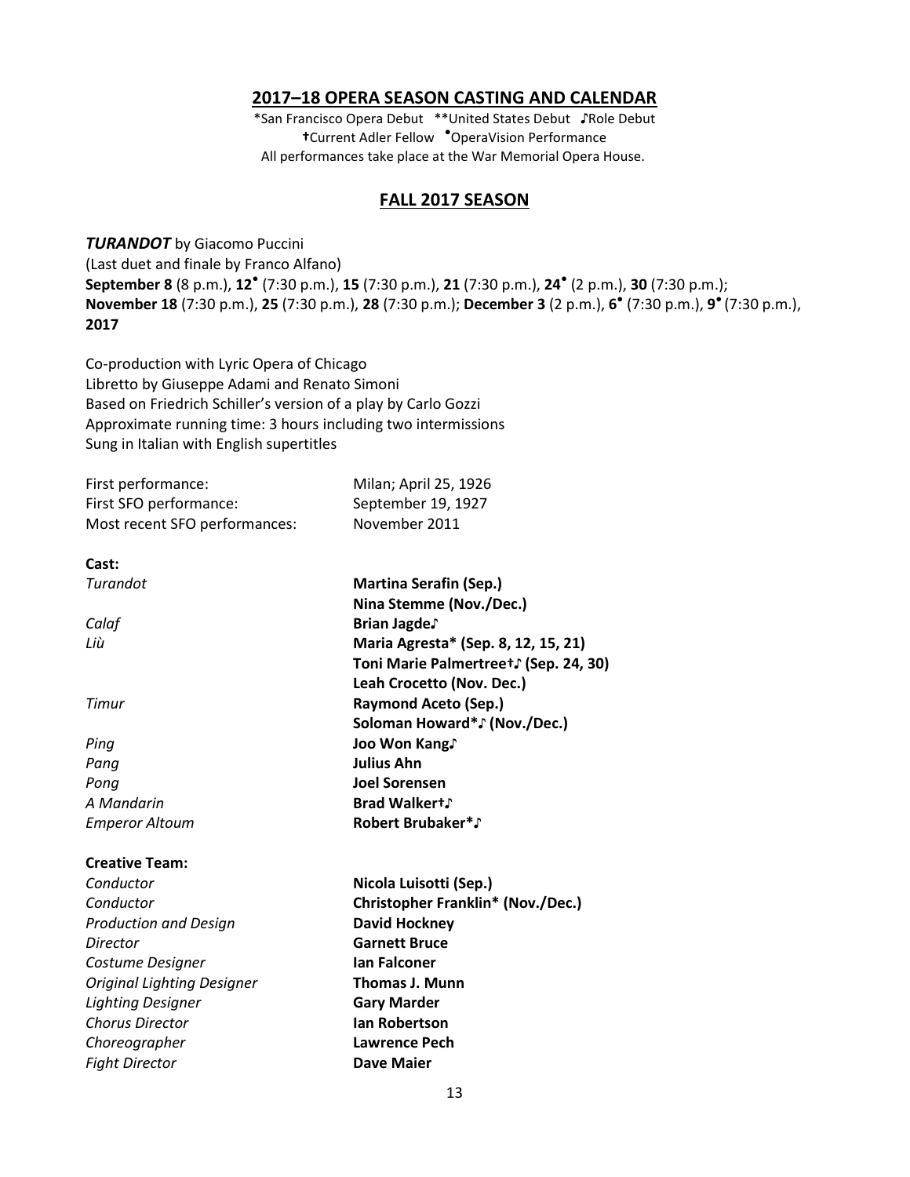## 2017–18 OPERA SEASON CASTING AND CALENDAR

*San Francisco Opera Debut **United States Debut ♪Role Debut
†Current Adler Fellow •OperaVision Performance
All performances take place at the War Memorial Opera House.

## FALL 2017 SEASON

***TURANDOT*** by Giacomo Puccini
(Last duet and finale by Franco Alfano)
**September 8** (8 p.m.), **12•** (7:30 p.m.), **15** (7:30 p.m.), **21** (7:30 p.m.), **24•** (2 p.m.), **30** (7:30 p.m.);
**November 18** (7:30 p.m.), **25** (7:30 p.m.), **28** (7:30 p.m.); **December 3** (2 p.m.), **6•** (7:30 p.m.), **9•** (7:30 p.m.), **2017**

Co-production with Lyric Opera of Chicago
Libretto by Giuseppe Adami and Renato Simoni
Based on Friedrich Schiller's version of a play by Carlo Gozzi
Approximate running time: 3 hours including two intermissions
Sung in Italian with English supertitles

| | |
|---|---|
| First performance: | Milan; April 25, 1926 |
| First SFO performance: | September 19, 1927 |
| Most recent SFO performances: | November 2011 |

**Cast:**

| | |
|---|---|
| *Turandot* | **Martina Serafin (Sep.)** |
| | **Nina Stemme (Nov./Dec.)** |
| *Calaf* | **Brian Jagde♪** |
| *Liù* | **Maria Agresta* (Sep. 8, 12, 15, 21)** |
| | **Toni Marie Palmertree†♪ (Sep. 24, 30)** |
| | **Leah Crocetto (Nov. Dec.)** |
| *Timur* | **Raymond Aceto (Sep.)** |
| | **Soloman Howard*♪ (Nov./Dec.)** |
| *Ping* | **Joo Won Kang♪** |
| *Pang* | **Julius Ahn** |
| *Pong* | **Joel Sorensen** |
| *A Mandarin* | **Brad Walker†♪** |
| *Emperor Altoum* | **Robert Brubaker*♪** |

**Creative Team:**

| | |
|---|---|
| *Conductor* | **Nicola Luisotti (Sep.)** |
| *Conductor* | **Christopher Franklin* (Nov./Dec.)** |
| *Production and Design* | **David Hockney** |
| *Director* | **Garnett Bruce** |
| *Costume Designer* | **Ian Falconer** |
| *Original Lighting Designer* | **Thomas J. Munn** |
| *Lighting Designer* | **Gary Marder** |
| *Chorus Director* | **Ian Robertson** |
| *Choreographer* | **Lawrence Pech** |
| *Fight Director* | **Dave Maier** |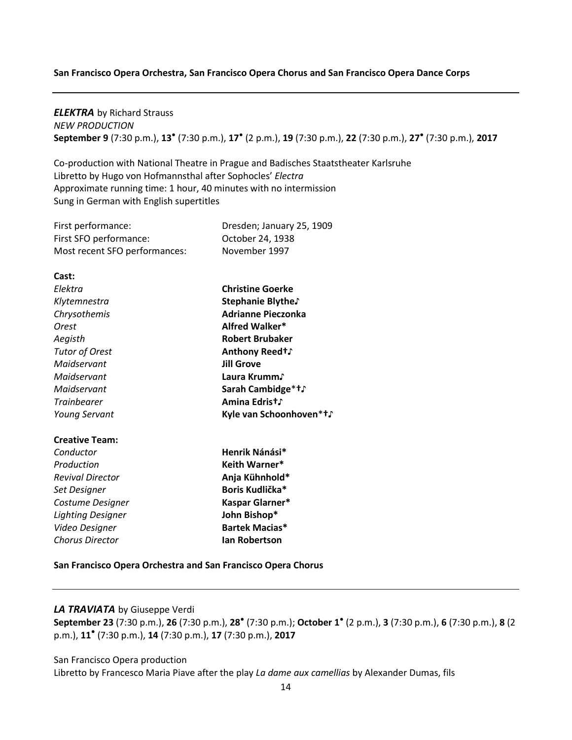**San Francisco Opera Orchestra, San Francisco Opera Chorus and San Francisco Opera Dance Corps**

---

***ELEKTRA*** by Richard Strauss
*NEW PRODUCTION*
**September 9** (7:30 p.m.), **13**• (7:30 p.m.), **17**• (2 p.m.), **19** (7:30 p.m.), **22** (7:30 p.m.), **27**• (7:30 p.m.), **2017**

Co-production with National Theatre in Prague and Badisches Staatstheater Karlsruhe
Libretto by Hugo von Hofmannsthal after Sophocles' *Electra*
Approximate running time: 1 hour, 40 minutes with no intermission
Sung in German with English supertitles

| | |
|---|---|
| First performance: | Dresden; January 25, 1909 |
| First SFO performance: | October 24, 1938 |
| Most recent SFO performances: | November 1997 |

**Cast:**

| | |
|---|---|
| *Elektra* | **Christine Goerke** |
| *Klytemnestra* | **Stephanie Blythe♪** |
| *Chrysothemis* | **Adrianne Pieczonka** |
| *Orest* | **Alfred Walker*** |
| *Aegisth* | **Robert Brubaker** |
| *Tutor of Orest* | **Anthony Reed†♪** |
| *Maidservant* | **Jill Grove** |
| *Maidservant* | **Laura Krumm♪** |
| *Maidservant* | **Sarah Cambidge*†♪** |
| *Trainbearer* | **Amina Edris†♪** |
| *Young Servant* | **Kyle van Schoonhoven*†♪** |

**Creative Team:**

| | |
|---|---|
| *Conductor* | **Henrik Nánási*** |
| *Production* | **Keith Warner*** |
| *Revival Director* | **Anja Kühnhold*** |
| *Set Designer* | **Boris Kudlička*** |
| *Costume Designer* | **Kaspar Glarner*** |
| *Lighting Designer* | **John Bishop*** |
| *Video Designer* | **Bartek Macias*** |
| *Chorus Director* | **Ian Robertson** |

**San Francisco Opera Orchestra and San Francisco Opera Chorus**

---

***LA TRAVIATA*** by Giuseppe Verdi
**September 23** (7:30 p.m.), **26** (7:30 p.m.), **28**• (7:30 p.m.); **October 1**• (2 p.m.), **3** (7:30 p.m.), **6** (7:30 p.m.), **8** (2 p.m.), **11**• (7:30 p.m.), **14** (7:30 p.m.), **17** (7:30 p.m.), **2017**

San Francisco Opera production
Libretto by Francesco Maria Piave after the play *La dame aux camellias* by Alexander Dumas, fils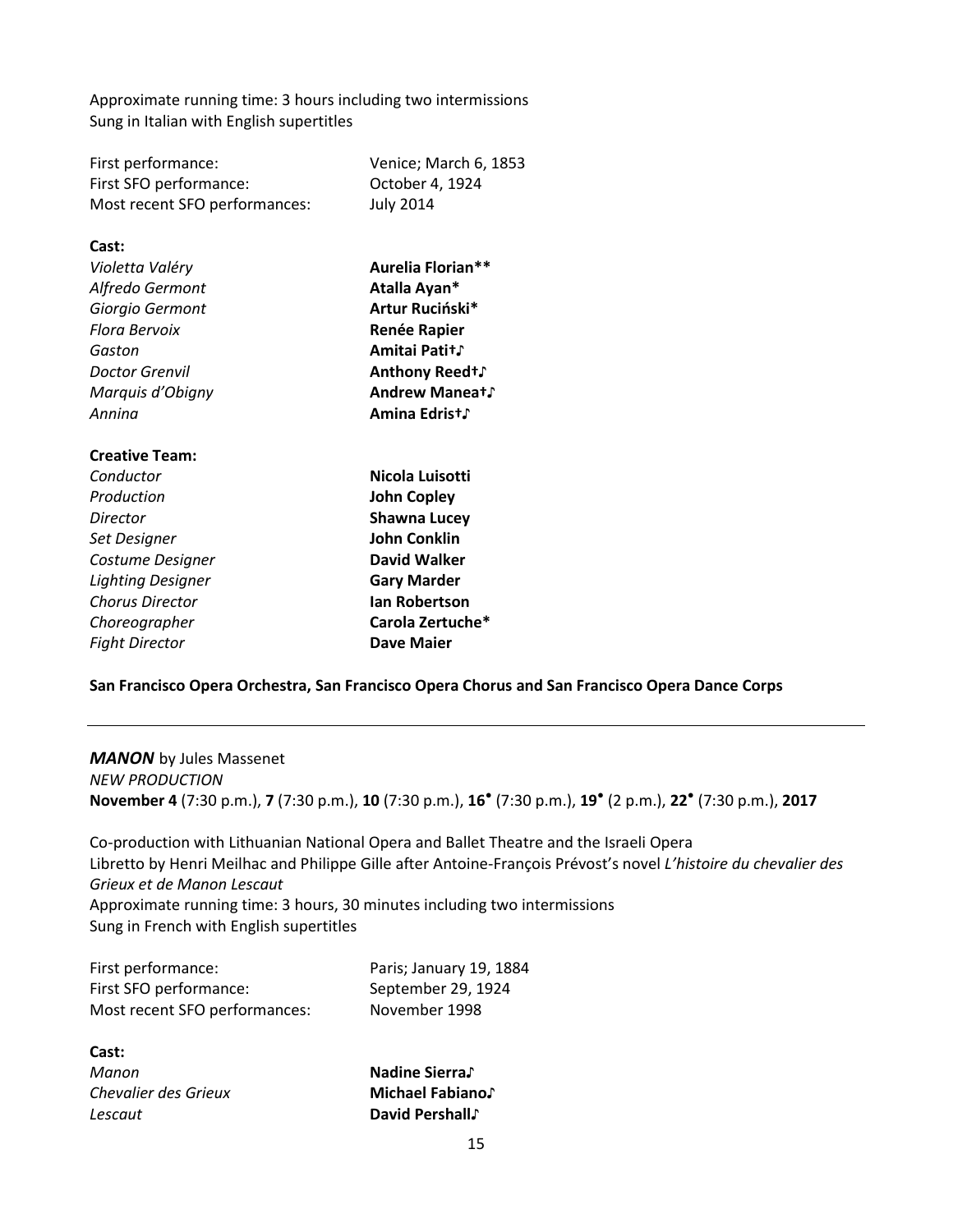Approximate running time: 3 hours including two intermissions
Sung in Italian with English supertitles

| | |
|---|---|
| First performance: | Venice; March 6, 1853 |
| First SFO performance: | October 4, 1924 |
| Most recent SFO performances: | July 2014 |

**Cast:**

| | |
|---|---|
| *Violetta Valéry* | **Aurelia Florian**** |
| *Alfredo Germont* | **Atalla Ayan*** |
| *Giorgio Germont* | **Artur Ruciński*** |
| *Flora Bervoix* | **Renée Rapier** |
| *Gaston* | **Amitai Pati†♪** |
| *Doctor Grenvil* | **Anthony Reed†♪** |
| *Marquis d'Obigny* | **Andrew Manea†♪** |
| *Annina* | **Amina Edris†♪** |

**Creative Team:**

| | |
|---|---|
| *Conductor* | **Nicola Luisotti** |
| *Production* | **John Copley** |
| *Director* | **Shawna Lucey** |
| *Set Designer* | **John Conklin** |
| *Costume Designer* | **David Walker** |
| *Lighting Designer* | **Gary Marder** |
| *Chorus Director* | **Ian Robertson** |
| *Choreographer* | **Carola Zertuche*** |
| *Fight Director* | **Dave Maier** |

**San Francisco Opera Orchestra, San Francisco Opera Chorus and San Francisco Opera Dance Corps**

---

***MANON*** by Jules Massenet
*NEW PRODUCTION*
**November 4** (7:30 p.m.), **7** (7:30 p.m.), **10** (7:30 p.m.), **16•** (7:30 p.m.), **19•** (2 p.m.), **22•** (7:30 p.m.), **2017**

Co-production with Lithuanian National Opera and Ballet Theatre and the Israeli Opera
Libretto by Henri Meilhac and Philippe Gille after Antoine-François Prévost's novel *L'histoire du chevalier des Grieux et de Manon Lescaut*
Approximate running time: 3 hours, 30 minutes including two intermissions
Sung in French with English supertitles

| | |
|---|---|
| First performance: | Paris; January 19, 1884 |
| First SFO performance: | September 29, 1924 |
| Most recent SFO performances: | November 1998 |

**Cast:**

| | |
|---|---|
| *Manon* | **Nadine Sierra♪** |
| *Chevalier des Grieux* | **Michael Fabiano♪** |
| *Lescaut* | **David Pershall♪** |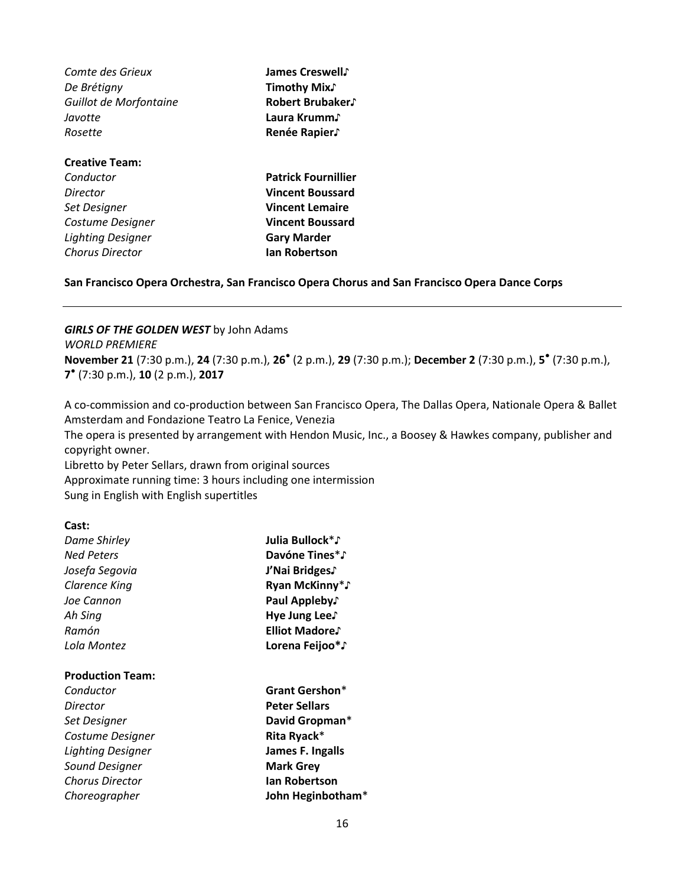*Comte des Grieux* **James Creswell♪**
*De Brétigny* **Timothy Mix♪**
*Guillot de Morfontaine* **Robert Brubaker♪**
*Javotte* **Laura Krumm♪**
*Rosette* **Renée Rapier♪**

**Creative Team:**
*Conductor* **Patrick Fournillier**
*Director* **Vincent Boussard**
*Set Designer* **Vincent Lemaire**
*Costume Designer* **Vincent Boussard**
*Lighting Designer* **Gary Marder**
*Chorus Director* **Ian Robertson**

**San Francisco Opera Orchestra, San Francisco Opera Chorus and San Francisco Opera Dance Corps**

---

***GIRLS OF THE GOLDEN WEST*** by John Adams
*WORLD PREMIERE*
**November 21** (7:30 p.m.), **24** (7:30 p.m.), **26**• (2 p.m.), **29** (7:30 p.m.); **December 2** (7:30 p.m.), **5**• (7:30 p.m.), **7**• (7:30 p.m.), **10** (2 p.m.), **2017**

A co-commission and co-production between San Francisco Opera, The Dallas Opera, Nationale Opera & Ballet Amsterdam and Fondazione Teatro La Fenice, Venezia
The opera is presented by arrangement with Hendon Music, Inc., a Boosey & Hawkes company, publisher and copyright owner.
Libretto by Peter Sellars, drawn from original sources
Approximate running time: 3 hours including one intermission
Sung in English with English supertitles

**Cast:**
*Dame Shirley* **Julia Bullock**\*♪
*Ned Peters* **Davóne Tines**\*♪
*Josefa Segovia* **J'Nai Bridges♪**
*Clarence King* **Ryan McKinny**\*♪
*Joe Cannon* **Paul Appleby♪**
*Ah Sing* **Hye Jung Lee♪**
*Ramón* **Elliot Madore♪**
*Lola Montez* **Lorena Feijoo\*♪**

**Production Team:**
*Conductor* **Grant Gershon**\*
*Director* **Peter Sellars**
*Set Designer* **David Gropman**\*
*Costume Designer* **Rita Ryack**\*
*Lighting Designer* **James F. Ingalls**
*Sound Designer* **Mark Grey**
*Chorus Director* **Ian Robertson**
*Choreographer* **John Heginbotham**\*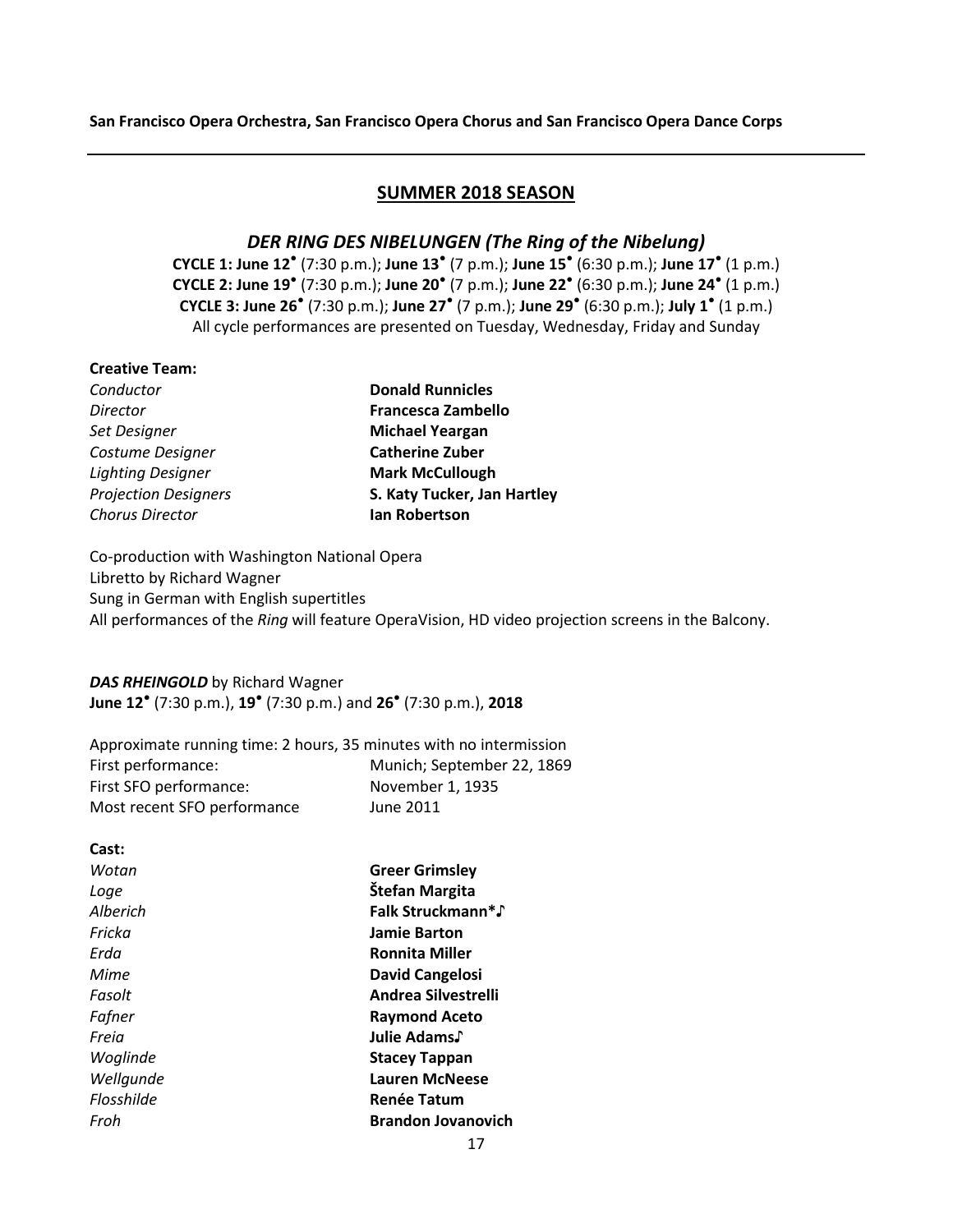**San Francisco Opera Orchestra, San Francisco Opera Chorus and San Francisco Opera Dance Corps**

---

## SUMMER 2018 SEASON

### *DER RING DES NIBELUNGEN (The Ring of the Nibelung)*

**CYCLE 1: June 12**• (7:30 p.m.); **June 13**• (7 p.m.); **June 15**• (6:30 p.m.); **June 17**• (1 p.m.)
**CYCLE 2: June 19**• (7:30 p.m.); **June 20**• (7 p.m.); **June 22**• (6:30 p.m.); **June 24**• (1 p.m.)
**CYCLE 3: June 26**• (7:30 p.m.); **June 27**• (7 p.m.); **June 29**• (6:30 p.m.); **July 1**• (1 p.m.)
All cycle performances are presented on Tuesday, Wednesday, Friday and Sunday

**Creative Team:**

| | |
|---|---|
| *Conductor* | **Donald Runnicles** |
| *Director* | **Francesca Zambello** |
| *Set Designer* | **Michael Yeargan** |
| *Costume Designer* | **Catherine Zuber** |
| *Lighting Designer* | **Mark McCullough** |
| *Projection Designers* | **S. Katy Tucker, Jan Hartley** |
| *Chorus Director* | **Ian Robertson** |

Co-production with Washington National Opera
Libretto by Richard Wagner
Sung in German with English supertitles
All performances of the *Ring* will feature OperaVision, HD video projection screens in the Balcony.

***DAS RHEINGOLD*** by Richard Wagner
**June 12**• (7:30 p.m.), **19**• (7:30 p.m.) and **26**• (7:30 p.m.), **2018**

Approximate running time: 2 hours, 35 minutes with no intermission

| | |
|---|---|
| First performance: | Munich; September 22, 1869 |
| First SFO performance: | November 1, 1935 |
| Most recent SFO performance | June 2011 |

**Cast:**

| | |
|---|---|
| *Wotan* | **Greer Grimsley** |
| *Loge* | **Štefan Margita** |
| *Alberich* | **Falk Struckmann*♪** |
| *Fricka* | **Jamie Barton** |
| *Erda* | **Ronnita Miller** |
| *Mime* | **David Cangelosi** |
| *Fasolt* | **Andrea Silvestrelli** |
| *Fafner* | **Raymond Aceto** |
| *Freia* | **Julie Adams♪** |
| *Woglinde* | **Stacey Tappan** |
| *Wellgunde* | **Lauren McNeese** |
| *Flosshilde* | **Renée Tatum** |
| *Froh* | **Brandon Jovanovich** |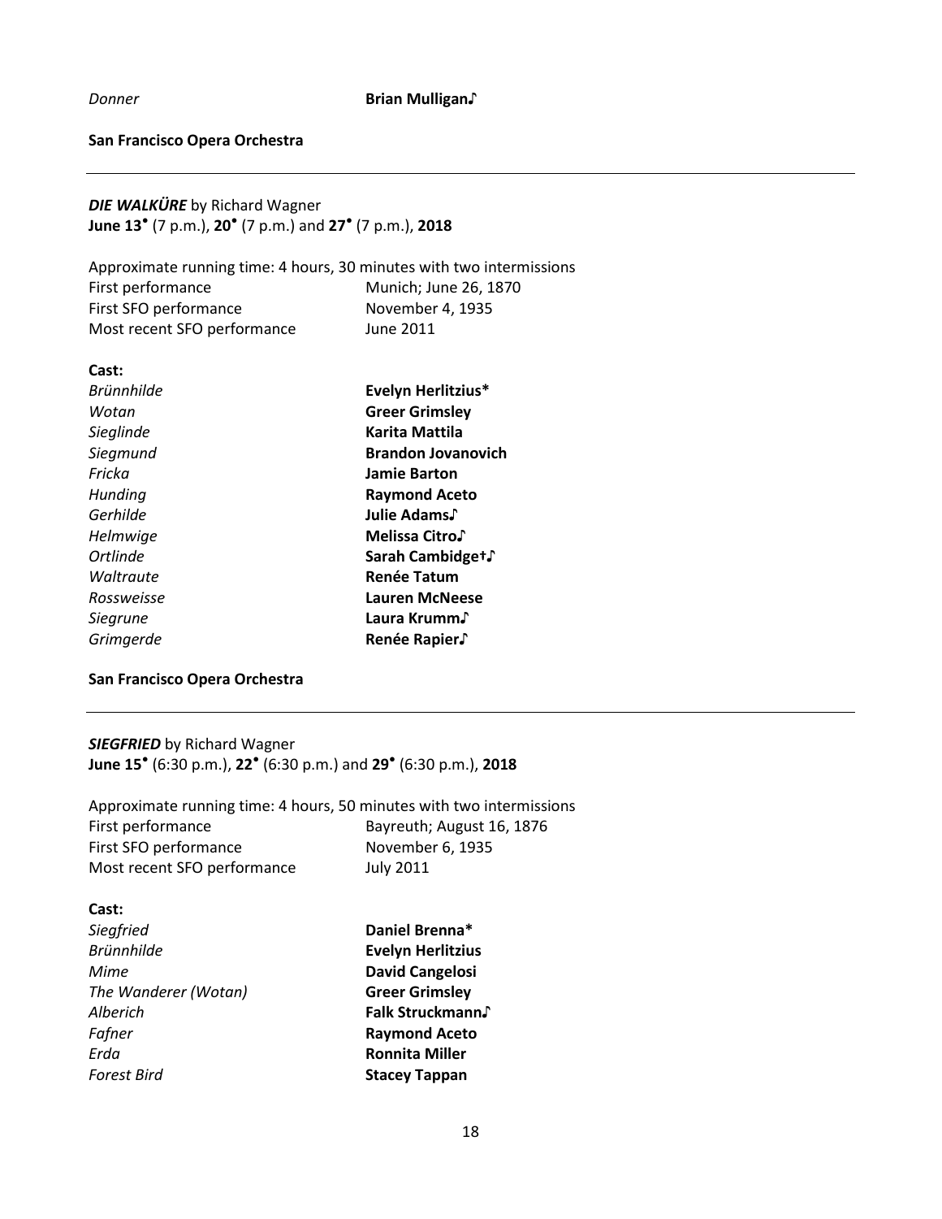*Donner* **Brian Mulligan♪**

**San Francisco Opera Orchestra**

---

***DIE WALKÜRE*** by Richard Wagner
**June 13•** (7 p.m.), **20•** (7 p.m.) and **27•** (7 p.m.), **2018**

Approximate running time: 4 hours, 30 minutes with two intermissions

| | |
|---|---|
| First performance | Munich; June 26, 1870 |
| First SFO performance | November 4, 1935 |
| Most recent SFO performance | June 2011 |

**Cast:**

| | |
|---|---|
| *Brünnhilde* | **Evelyn Herlitzius*** |
| *Wotan* | **Greer Grimsley** |
| *Sieglinde* | **Karita Mattila** |
| *Siegmund* | **Brandon Jovanovich** |
| *Fricka* | **Jamie Barton** |
| *Hunding* | **Raymond Aceto** |
| *Gerhilde* | **Julie Adams♪** |
| *Helmwige* | **Melissa Citro♪** |
| *Ortlinde* | **Sarah Cambidge†♪** |
| *Waltraute* | **Renée Tatum** |
| *Rossweisse* | **Lauren McNeese** |
| *Siegrune* | **Laura Krumm♪** |
| *Grimgerde* | **Renée Rapier♪** |

**San Francisco Opera Orchestra**

---

***SIEGFRIED*** by Richard Wagner
**June 15•** (6:30 p.m.), **22•** (6:30 p.m.) and **29•** (6:30 p.m.), **2018**

Approximate running time: 4 hours, 50 minutes with two intermissions

| | |
|---|---|
| First performance | Bayreuth; August 16, 1876 |
| First SFO performance | November 6, 1935 |
| Most recent SFO performance | July 2011 |

**Cast:**

| | |
|---|---|
| *Siegfried* | **Daniel Brenna*** |
| *Brünnhilde* | **Evelyn Herlitzius** |
| *Mime* | **David Cangelosi** |
| *The Wanderer (Wotan)* | **Greer Grimsley** |
| *Alberich* | **Falk Struckmann♪** |
| *Fafner* | **Raymond Aceto** |
| *Erda* | **Ronnita Miller** |
| *Forest Bird* | **Stacey Tappan** |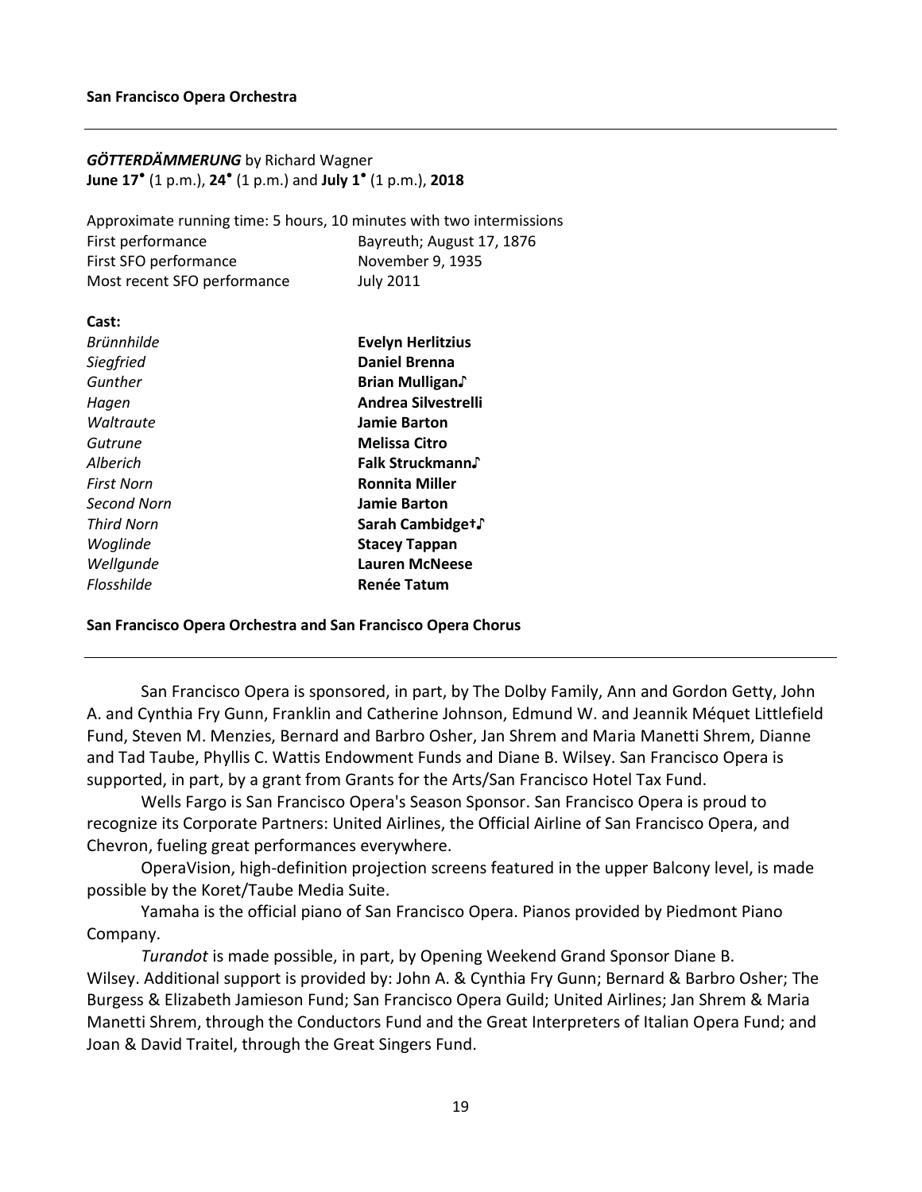**San Francisco Opera Orchestra**

---

***GÖTTERDÄMMERUNG*** by Richard Wagner
**June 17•** (1 p.m.), **24•** (1 p.m.) and **July 1•** (1 p.m.), **2018**

Approximate running time: 5 hours, 10 minutes with two intermissions

| | |
|---|---|
| First performance | Bayreuth; August 17, 1876 |
| First SFO performance | November 9, 1935 |
| Most recent SFO performance | July 2011 |

**Cast:**

| | |
|---|---|
| *Brünnhilde* | **Evelyn Herlitzius** |
| *Siegfried* | **Daniel Brenna** |
| *Gunther* | **Brian Mulligan♪** |
| *Hagen* | **Andrea Silvestrelli** |
| *Waltraute* | **Jamie Barton** |
| *Gutrune* | **Melissa Citro** |
| *Alberich* | **Falk Struckmann♪** |
| *First Norn* | **Ronnita Miller** |
| *Second Norn* | **Jamie Barton** |
| *Third Norn* | **Sarah Cambidge†♪** |
| *Woglinde* | **Stacey Tappan** |
| *Wellgunde* | **Lauren McNeese** |
| *Flosshilde* | **Renée Tatum** |

**San Francisco Opera Orchestra and San Francisco Opera Chorus**

---

San Francisco Opera is sponsored, in part, by The Dolby Family, Ann and Gordon Getty, John A. and Cynthia Fry Gunn, Franklin and Catherine Johnson, Edmund W. and Jeannik Méquet Littlefield Fund, Steven M. Menzies, Bernard and Barbro Osher, Jan Shrem and Maria Manetti Shrem, Dianne and Tad Taube, Phyllis C. Wattis Endowment Funds and Diane B. Wilsey. San Francisco Opera is supported, in part, by a grant from Grants for the Arts/San Francisco Hotel Tax Fund.

Wells Fargo is San Francisco Opera's Season Sponsor. San Francisco Opera is proud to recognize its Corporate Partners: United Airlines, the Official Airline of San Francisco Opera, and Chevron, fueling great performances everywhere.

OperaVision, high-definition projection screens featured in the upper Balcony level, is made possible by the Koret/Taube Media Suite.

Yamaha is the official piano of San Francisco Opera. Pianos provided by Piedmont Piano Company.

*Turandot* is made possible, in part, by Opening Weekend Grand Sponsor Diane B. Wilsey. Additional support is provided by: John A. & Cynthia Fry Gunn; Bernard & Barbro Osher; The Burgess & Elizabeth Jamieson Fund; San Francisco Opera Guild; United Airlines; Jan Shrem & Maria Manetti Shrem, through the Conductors Fund and the Great Interpreters of Italian Opera Fund; and Joan & David Traitel, through the Great Singers Fund.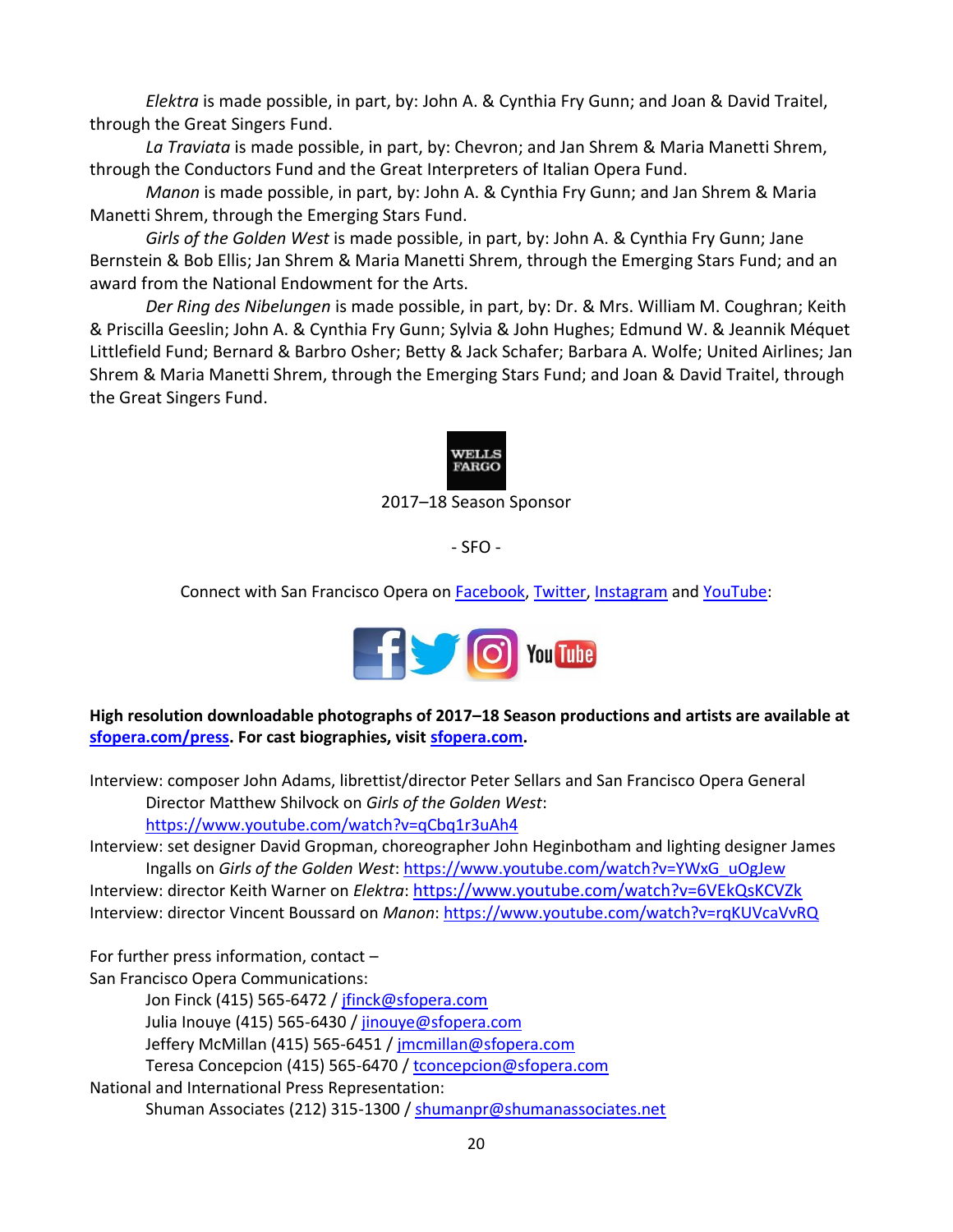*Elektra* is made possible, in part, by: John A. & Cynthia Fry Gunn; and Joan & David Traitel, through the Great Singers Fund.

*La Traviata* is made possible, in part, by: Chevron; and Jan Shrem & Maria Manetti Shrem, through the Conductors Fund and the Great Interpreters of Italian Opera Fund.

*Manon* is made possible, in part, by: John A. & Cynthia Fry Gunn; and Jan Shrem & Maria Manetti Shrem, through the Emerging Stars Fund.

*Girls of the Golden West* is made possible, in part, by: John A. & Cynthia Fry Gunn; Jane Bernstein & Bob Ellis; Jan Shrem & Maria Manetti Shrem, through the Emerging Stars Fund; and an award from the National Endowment for the Arts.

*Der Ring des Nibelungen* is made possible, in part, by: Dr. & Mrs. William M. Coughran; Keith & Priscilla Geeslin; John A. & Cynthia Fry Gunn; Sylvia & John Hughes; Edmund W. & Jeannik Méquet Littlefield Fund; Bernard & Barbro Osher; Betty & Jack Schafer; Barbara A. Wolfe; United Airlines; Jan Shrem & Maria Manetti Shrem, through the Emerging Stars Fund; and Joan & David Traitel, through the Great Singers Fund.

WELLS FARGO

2017–18 Season Sponsor

- SFO -

Connect with San Francisco Opera on Facebook, Twitter, Instagram and YouTube:

**High resolution downloadable photographs of 2017–18 Season productions and artists are available at sfopera.com/press. For cast biographies, visit sfopera.com.**

Interview: composer John Adams, librettist/director Peter Sellars and San Francisco Opera General Director Matthew Shilvock on *Girls of the Golden West*: https://www.youtube.com/watch?v=qCbq1r3uAh4

Interview: set designer David Gropman, choreographer John Heginbotham and lighting designer James Ingalls on *Girls of the Golden West*: https://www.youtube.com/watch?v=YWxG_uOgJew

Interview: director Keith Warner on *Elektra*: https://www.youtube.com/watch?v=6VEkQsKCVZk

Interview: director Vincent Boussard on *Manon*: https://www.youtube.com/watch?v=rqKUVcaVvRQ

For further press information, contact –

San Francisco Opera Communications:

Jon Finck (415) 565-6472 / jfinck@sfopera.com

Julia Inouye (415) 565-6430 / jinouye@sfopera.com

Jeffery McMillan (415) 565-6451 / jmcmillan@sfopera.com

Teresa Concepcion (415) 565-6470 / tconcepcion@sfopera.com

National and International Press Representation:

Shuman Associates (212) 315-1300 / shumanpr@shumanassociates.net